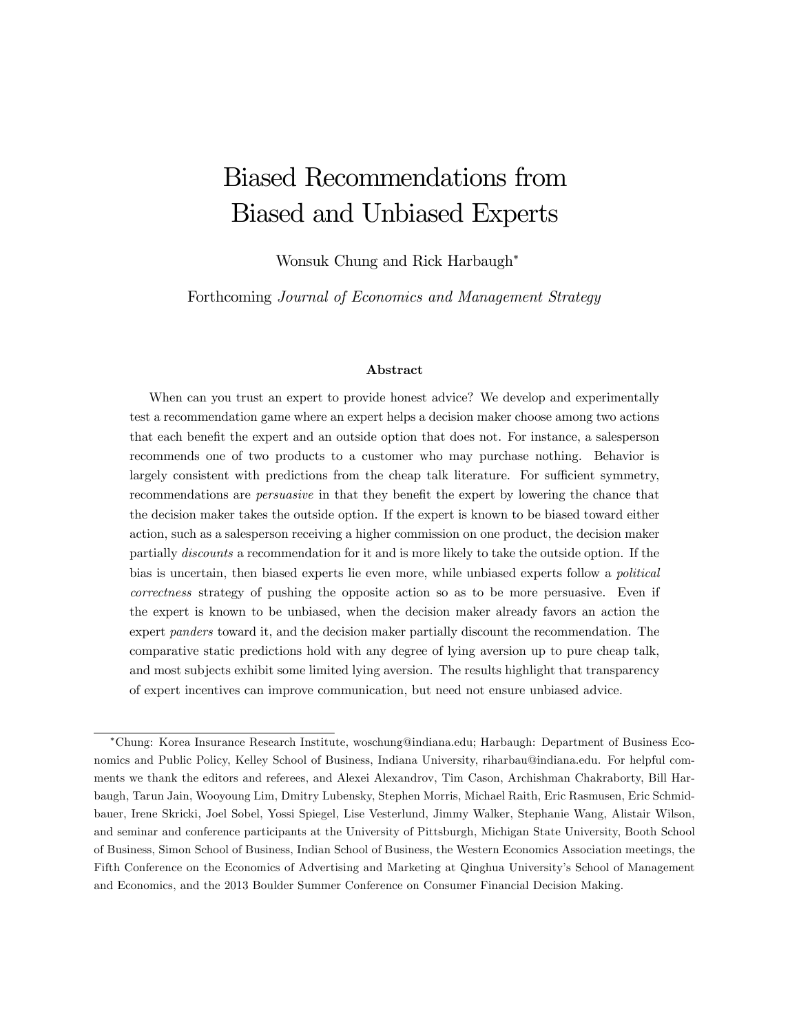# Biased Recommendations from Biased and Unbiased Experts

Wonsuk Chung and Rick Harbaugh*

Forthcoming *Journal of Economics and Management Strategy*

### Abstract

When can you trust an expert to provide honest advice? We develop and experimentally test a recommendation game where an expert helps a decision maker choose among two actions that each benefit the expert and an outside option that does not. For instance, a salesperson recommends one of two products to a customer who may purchase nothing. Behavior is largely consistent with predictions from the cheap talk literature. For sufficient symmetry, recommendations are *persuasive* in that they benefit the expert by lowering the chance that the decision maker takes the outside option. If the expert is known to be biased toward either action, such as a salesperson receiving a higher commission on one product, the decision maker partially *discounts* a recommendation for it and is more likely to take the outside option. If the bias is uncertain, then biased experts lie even more, while unbiased experts follow a *political correctness* strategy of pushing the opposite action so as to be more persuasive. Even if the expert is known to be unbiased, when the decision maker already favors an action the expert *panders* toward it, and the decision maker partially discount the recommendation. The comparative static predictions hold with any degree of lying aversion up to pure cheap talk, and most subjects exhibit some limited lying aversion. The results highlight that transparency of expert incentives can improve communication, but need not ensure unbiased advice.

---

*Chung: Korea Insurance Research Institute, woschung@indiana.edu; Harbaugh: Department of Business Economics and Public Policy, Kelley School of Business, Indiana University, riharbau@indiana.edu. For helpful comments we thank the editors and referees, and Alexei Alexandrov, Tim Cason, Archishman Chakraborty, Bill Harbaugh, Tarun Jain, Wooyoung Lim, Dmitry Lubensky, Stephen Morris, Michael Raith, Eric Rasmusen, Eric Schmidbauer, Irene Skricki, Joel Sobel, Yossi Spiegel, Lise Vesterlund, Jimmy Walker, Stephanie Wang, Alistair Wilson, and seminar and conference participants at the University of Pittsburgh, Michigan State University, Booth School of Business, Simon School of Business, Indian School of Business, the Western Economics Association meetings, the Fifth Conference on the Economics of Advertising and Marketing at Qinghua University's School of Management and Economics, and the 2013 Boulder Summer Conference on Consumer Financial Decision Making.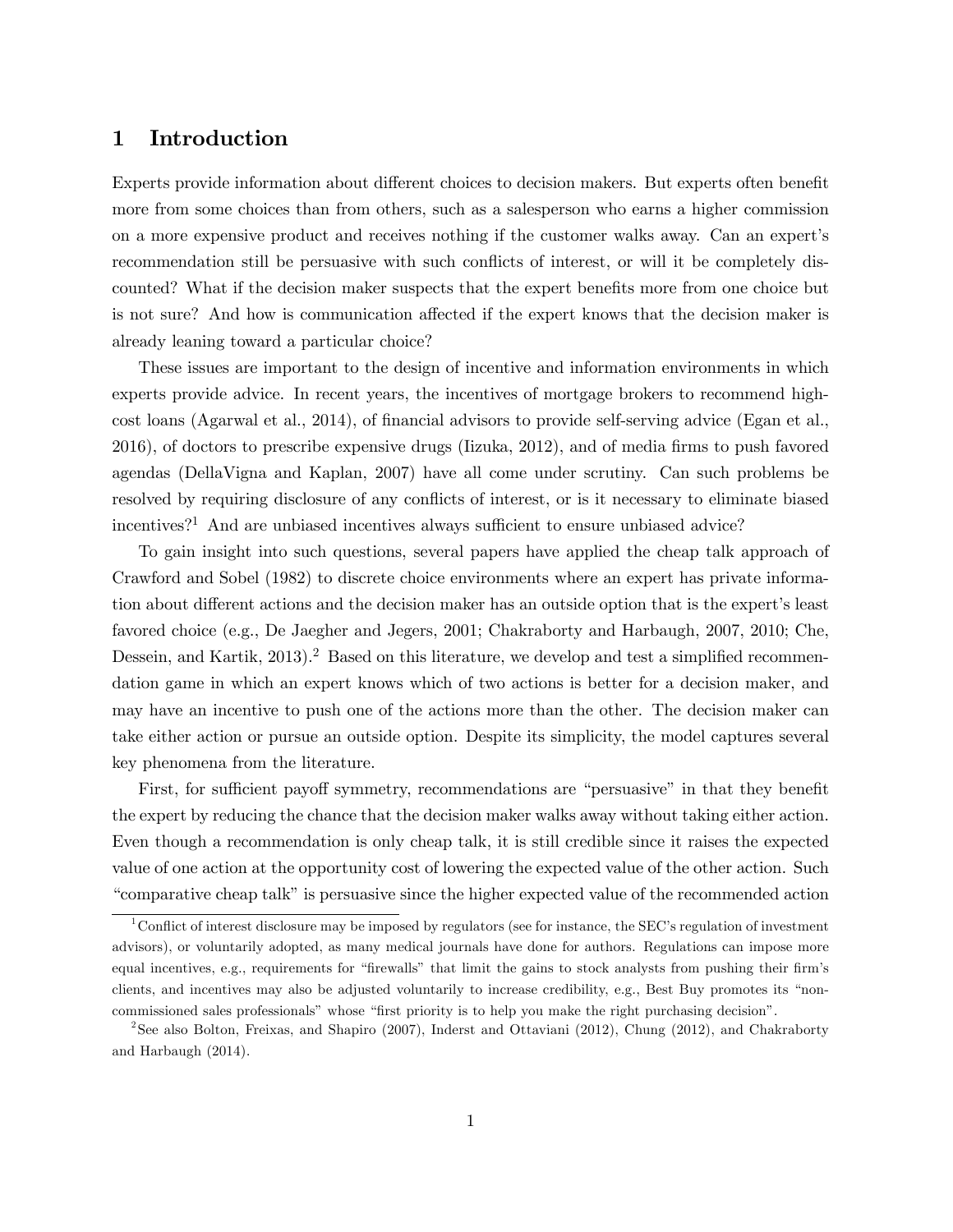# 1 Introduction

Experts provide information about different choices to decision makers. But experts often benefit more from some choices than from others, such as a salesperson who earns a higher commission on a more expensive product and receives nothing if the customer walks away. Can an expert's recommendation still be persuasive with such conflicts of interest, or will it be completely discounted? What if the decision maker suspects that the expert benefits more from one choice but is not sure? And how is communication affected if the expert knows that the decision maker is already leaning toward a particular choice?

These issues are important to the design of incentive and information environments in which experts provide advice. In recent years, the incentives of mortgage brokers to recommend high-cost loans (Agarwal et al., 2014), of financial advisors to provide self-serving advice (Egan et al., 2016), of doctors to prescribe expensive drugs (Iizuka, 2012), and of media firms to push favored agendas (DellaVigna and Kaplan, 2007) have all come under scrutiny. Can such problems be resolved by requiring disclosure of any conflicts of interest, or is it necessary to eliminate biased incentives?[1] And are unbiased incentives always sufficient to ensure unbiased advice?

To gain insight into such questions, several papers have applied the cheap talk approach of Crawford and Sobel (1982) to discrete choice environments where an expert has private information about different actions and the decision maker has an outside option that is the expert's least favored choice (e.g., De Jaegher and Jegers, 2001; Chakraborty and Harbaugh, 2007, 2010; Che, Dessein, and Kartik, 2013).[2] Based on this literature, we develop and test a simplified recommendation game in which an expert knows which of two actions is better for a decision maker, and may have an incentive to push one of the actions more than the other. The decision maker can take either action or pursue an outside option. Despite its simplicity, the model captures several key phenomena from the literature.

First, for sufficient payoff symmetry, recommendations are "persuasive" in that they benefit the expert by reducing the chance that the decision maker walks away without taking either action. Even though a recommendation is only cheap talk, it is still credible since it raises the expected value of one action at the opportunity cost of lowering the expected value of the other action. Such "comparative cheap talk" is persuasive since the higher expected value of the recommended action

[1] Conflict of interest disclosure may be imposed by regulators (see for instance, the SEC's regulation of investment advisors), or voluntarily adopted, as many medical journals have done for authors. Regulations can impose more equal incentives, e.g., requirements for "firewalls" that limit the gains to stock analysts from pushing their firm's clients, and incentives may also be adjusted voluntarily to increase credibility, e.g., Best Buy promotes its "non-commissioned sales professionals" whose "first priority is to help you make the right purchasing decision".

[2] See also Bolton, Freixas, and Shapiro (2007), Inderst and Ottaviani (2012), Chung (2012), and Chakraborty and Harbaugh (2014).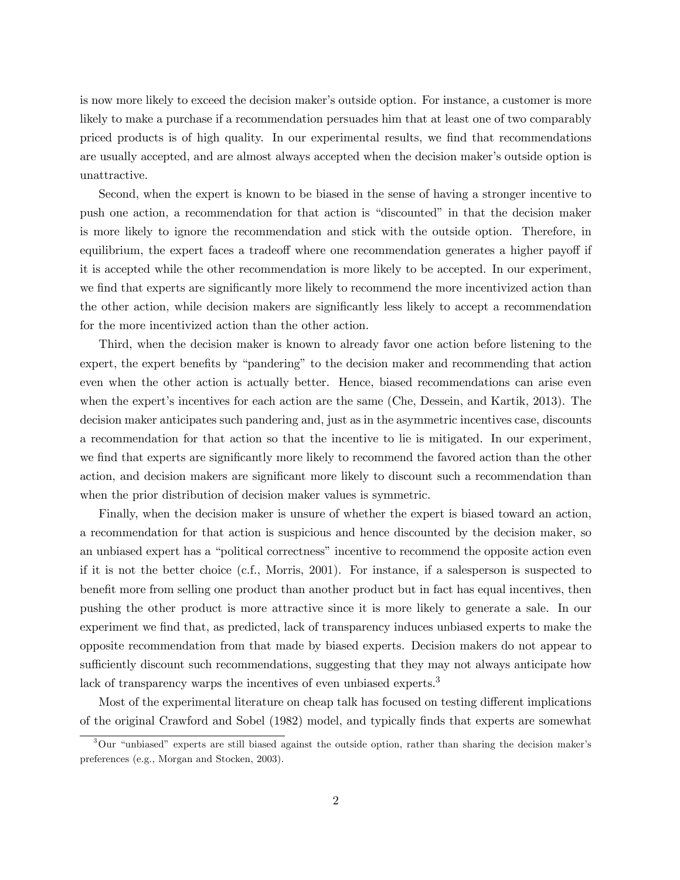is now more likely to exceed the decision maker's outside option. For instance, a customer is more likely to make a purchase if a recommendation persuades him that at least one of two comparably priced products is of high quality. In our experimental results, we find that recommendations are usually accepted, and are almost always accepted when the decision maker's outside option is unattractive.

Second, when the expert is known to be biased in the sense of having a stronger incentive to push one action, a recommendation for that action is "discounted" in that the decision maker is more likely to ignore the recommendation and stick with the outside option. Therefore, in equilibrium, the expert faces a tradeoff where one recommendation generates a higher payoff if it is accepted while the other recommendation is more likely to be accepted. In our experiment, we find that experts are significantly more likely to recommend the more incentivized action than the other action, while decision makers are significantly less likely to accept a recommendation for the more incentivized action than the other action.

Third, when the decision maker is known to already favor one action before listening to the expert, the expert benefits by "pandering" to the decision maker and recommending that action even when the other action is actually better. Hence, biased recommendations can arise even when the expert's incentives for each action are the same (Che, Dessein, and Kartik, 2013). The decision maker anticipates such pandering and, just as in the asymmetric incentives case, discounts a recommendation for that action so that the incentive to lie is mitigated. In our experiment, we find that experts are significantly more likely to recommend the favored action than the other action, and decision makers are significant more likely to discount such a recommendation than when the prior distribution of decision maker values is symmetric.

Finally, when the decision maker is unsure of whether the expert is biased toward an action, a recommendation for that action is suspicious and hence discounted by the decision maker, so an unbiased expert has a "political correctness" incentive to recommend the opposite action even if it is not the better choice (c.f., Morris, 2001). For instance, if a salesperson is suspected to benefit more from selling one product than another product but in fact has equal incentives, then pushing the other product is more attractive since it is more likely to generate a sale. In our experiment we find that, as predicted, lack of transparency induces unbiased experts to make the opposite recommendation from that made by biased experts. Decision makers do not appear to sufficiently discount such recommendations, suggesting that they may not always anticipate how lack of transparency warps the incentives of even unbiased experts.[3]

Most of the experimental literature on cheap talk has focused on testing different implications of the original Crawford and Sobel (1982) model, and typically finds that experts are somewhat

[3] Our "unbiased" experts are still biased against the outside option, rather than sharing the decision maker's preferences (e.g., Morgan and Stocken, 2003).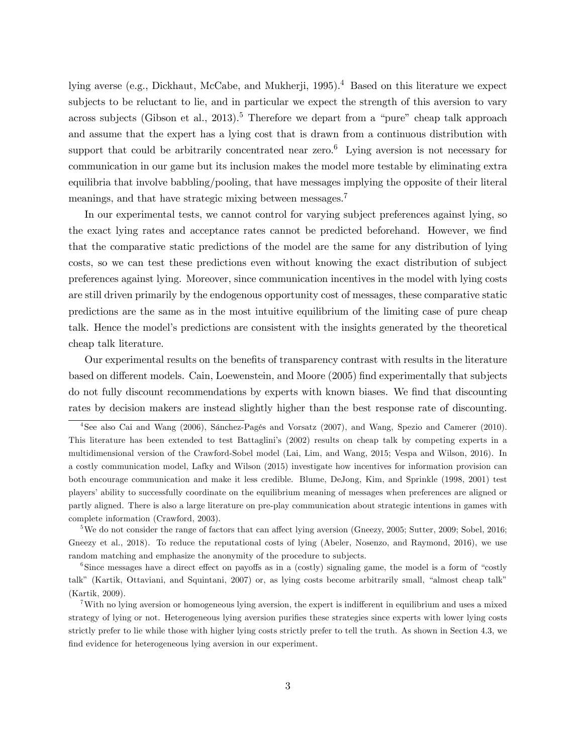lying averse (e.g., Dickhaut, McCabe, and Mukherji, 1995).[4] Based on this literature we expect subjects to be reluctant to lie, and in particular we expect the strength of this aversion to vary across subjects (Gibson et al., 2013).[5] Therefore we depart from a "pure" cheap talk approach and assume that the expert has a lying cost that is drawn from a continuous distribution with support that could be arbitrarily concentrated near zero.[6] Lying aversion is not necessary for communication in our game but its inclusion makes the model more testable by eliminating extra equilibria that involve babbling/pooling, that have messages implying the opposite of their literal meanings, and that have strategic mixing between messages.[7]

In our experimental tests, we cannot control for varying subject preferences against lying, so the exact lying rates and acceptance rates cannot be predicted beforehand. However, we find that the comparative static predictions of the model are the same for any distribution of lying costs, so we can test these predictions even without knowing the exact distribution of subject preferences against lying. Moreover, since communication incentives in the model with lying costs are still driven primarily by the endogenous opportunity cost of messages, these comparative static predictions are the same as in the most intuitive equilibrium of the limiting case of pure cheap talk. Hence the model's predictions are consistent with the insights generated by the theoretical cheap talk literature.

Our experimental results on the benefits of transparency contrast with results in the literature based on different models. Cain, Loewenstein, and Moore (2005) find experimentally that subjects do not fully discount recommendations by experts with known biases. We find that discounting rates by decision makers are instead slightly higher than the best response rate of discounting.

[4] See also Cai and Wang (2006), Sánchez-Pagés and Vorsatz (2007), and Wang, Spezio and Camerer (2010). This literature has been extended to test Battaglini's (2002) results on cheap talk by competing experts in a multidimensional version of the Crawford-Sobel model (Lai, Lim, and Wang, 2015; Vespa and Wilson, 2016). In a costly communication model, Lafky and Wilson (2015) investigate how incentives for information provision can both encourage communication and make it less credible. Blume, DeJong, Kim, and Sprinkle (1998, 2001) test players' ability to successfully coordinate on the equilibrium meaning of messages when preferences are aligned or partly aligned. There is also a large literature on pre-play communication about strategic intentions in games with complete information (Crawford, 2003).

[5] We do not consider the range of factors that can affect lying aversion (Gneezy, 2005; Sutter, 2009; Sobel, 2016; Gneezy et al., 2018). To reduce the reputational costs of lying (Abeler, Nosenzo, and Raymond, 2016), we use random matching and emphasize the anonymity of the procedure to subjects.

[6] Since messages have a direct effect on payoffs as in a (costly) signaling game, the model is a form of "costly talk" (Kartik, Ottaviani, and Squintani, 2007) or, as lying costs become arbitrarily small, "almost cheap talk" (Kartik, 2009).

[7] With no lying aversion or homogeneous lying aversion, the expert is indifferent in equilibrium and uses a mixed strategy of lying or not. Heterogeneous lying aversion purifies these strategies since experts with lower lying costs strictly prefer to lie while those with higher lying costs strictly prefer to tell the truth. As shown in Section 4.3, we find evidence for heterogeneous lying aversion in our experiment.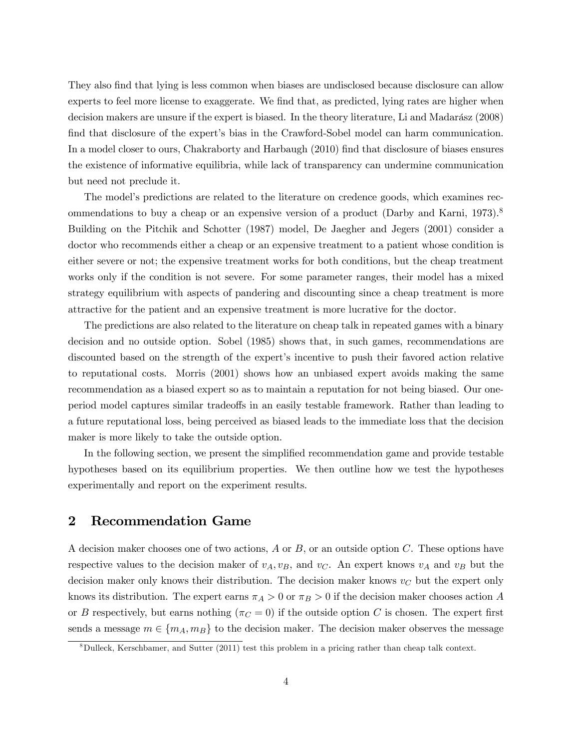They also find that lying is less common when biases are undisclosed because disclosure can allow experts to feel more license to exaggerate. We find that, as predicted, lying rates are higher when decision makers are unsure if the expert is biased. In the theory literature, Li and Madarász (2008) find that disclosure of the expert's bias in the Crawford-Sobel model can harm communication. In a model closer to ours, Chakraborty and Harbaugh (2010) find that disclosure of biases ensures the existence of informative equilibria, while lack of transparency can undermine communication but need not preclude it.

The model's predictions are related to the literature on credence goods, which examines recommendations to buy a cheap or an expensive version of a product (Darby and Karni, 1973).[8] Building on the Pitchik and Schotter (1987) model, De Jaegher and Jegers (2001) consider a doctor who recommends either a cheap or an expensive treatment to a patient whose condition is either severe or not; the expensive treatment works for both conditions, but the cheap treatment works only if the condition is not severe. For some parameter ranges, their model has a mixed strategy equilibrium with aspects of pandering and discounting since a cheap treatment is more attractive for the patient and an expensive treatment is more lucrative for the doctor.

The predictions are also related to the literature on cheap talk in repeated games with a binary decision and no outside option. Sobel (1985) shows that, in such games, recommendations are discounted based on the strength of the expert's incentive to push their favored action relative to reputational costs. Morris (2001) shows how an unbiased expert avoids making the same recommendation as a biased expert so as to maintain a reputation for not being biased. Our one-period model captures similar tradeoffs in an easily testable framework. Rather than leading to a future reputational loss, being perceived as biased leads to the immediate loss that the decision maker is more likely to take the outside option.

In the following section, we present the simplified recommendation game and provide testable hypotheses based on its equilibrium properties. We then outline how we test the hypotheses experimentally and report on the experiment results.

## 2 Recommendation Game

A decision maker chooses one of two actions, $A$ or $B$, or an outside option $C$. These options have respective values to the decision maker of $v_A, v_B$, and $v_C$. An expert knows $v_A$ and $v_B$ but the decision maker only knows their distribution. The decision maker knows $v_C$ but the expert only knows its distribution. The expert earns $\pi_A > 0$ or $\pi_B > 0$ if the decision maker chooses action $A$ or $B$ respectively, but earns nothing ($\pi_C = 0$) if the outside option $C$ is chosen. The expert first sends a message $m \in \{m_A, m_B\}$ to the decision maker. The decision maker observes the message

[8] Dulleck, Kerschbamer, and Sutter (2011) test this problem in a pricing rather than cheap talk context.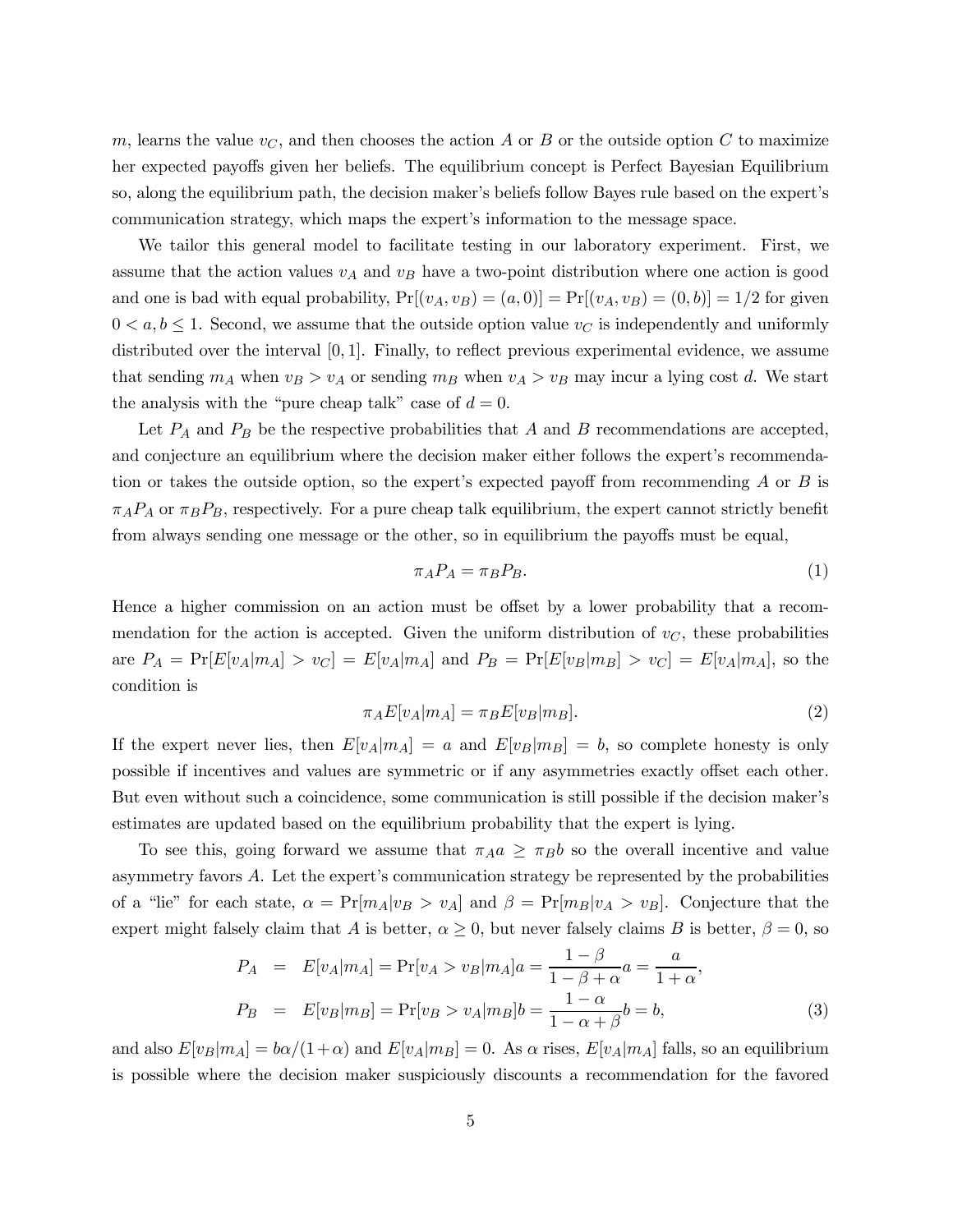$m$, learns the value $v_C$, and then chooses the action $A$ or $B$ or the outside option $C$ to maximize her expected payoffs given her beliefs. The equilibrium concept is Perfect Bayesian Equilibrium so, along the equilibrium path, the decision maker's beliefs follow Bayes rule based on the expert's communication strategy, which maps the expert's information to the message space.

We tailor this general model to facilitate testing in our laboratory experiment. First, we assume that the action values $v_A$ and $v_B$ have a two-point distribution where one action is good and one is bad with equal probability, $\Pr[(v_A, v_B) = (a, 0)] = \Pr[(v_A, v_B) = (0, b)] = 1/2$ for given $0 < a, b \leq 1$. Second, we assume that the outside option value $v_C$ is independently and uniformly distributed over the interval $[0, 1]$. Finally, to reflect previous experimental evidence, we assume that sending $m_A$ when $v_B > v_A$ or sending $m_B$ when $v_A > v_B$ may incur a lying cost $d$. We start the analysis with the "pure cheap talk" case of $d = 0$.

Let $P_A$ and $P_B$ be the respective probabilities that $A$ and $B$ recommendations are accepted, and conjecture an equilibrium where the decision maker either follows the expert's recommendation or takes the outside option, so the expert's expected payoff from recommending $A$ or $B$ is $\pi_A P_A$ or $\pi_B P_B$, respectively. For a pure cheap talk equilibrium, the expert cannot strictly benefit from always sending one message or the other, so in equilibrium the payoffs must be equal,

$$\pi_A P_A = \pi_B P_B. \tag{1}$$

Hence a higher commission on an action must be offset by a lower probability that a recommendation for the action is accepted. Given the uniform distribution of $v_C$, these probabilities are $P_A = \Pr[E[v_A|m_A] > v_C] = E[v_A|m_A]$ and $P_B = \Pr[E[v_B|m_B] > v_C] = E[v_A|m_A]$, so the condition is

$$\pi_A E[v_A|m_A] = \pi_B E[v_B|m_B]. \tag{2}$$

If the expert never lies, then $E[v_A|m_A] = a$ and $E[v_B|m_B] = b$, so complete honesty is only possible if incentives and values are symmetric or if any asymmetries exactly offset each other. But even without such a coincidence, some communication is still possible if the decision maker's estimates are updated based on the equilibrium probability that the expert is lying.

To see this, going forward we assume that $\pi_A a \geq \pi_B b$ so the overall incentive and value asymmetry favors $A$. Let the expert's communication strategy be represented by the probabilities of a "lie" for each state, $\alpha = \Pr[m_A|v_B > v_A]$ and $\beta = \Pr[m_B|v_A > v_B]$. Conjecture that the expert might falsely claim that $A$ is better, $\alpha \geq 0$, but never falsely claims $B$ is better, $\beta = 0$, so

$$\begin{aligned} P_A &= E[v_A|m_A] = \Pr[v_A > v_B|m_A]a = \frac{1-\beta}{1-\beta+\alpha}a = \frac{a}{1+\alpha}, \\ P_B &= E[v_B|m_B] = \Pr[v_B > v_A|m_B]b = \frac{1-\alpha}{1-\alpha+\beta}b = b, \end{aligned} \tag{3}$$

and also $E[v_B|m_A] = b\alpha/(1+\alpha)$ and $E[v_A|m_B] = 0$. As $\alpha$ rises, $E[v_A|m_A]$ falls, so an equilibrium is possible where the decision maker suspiciously discounts a recommendation for the favored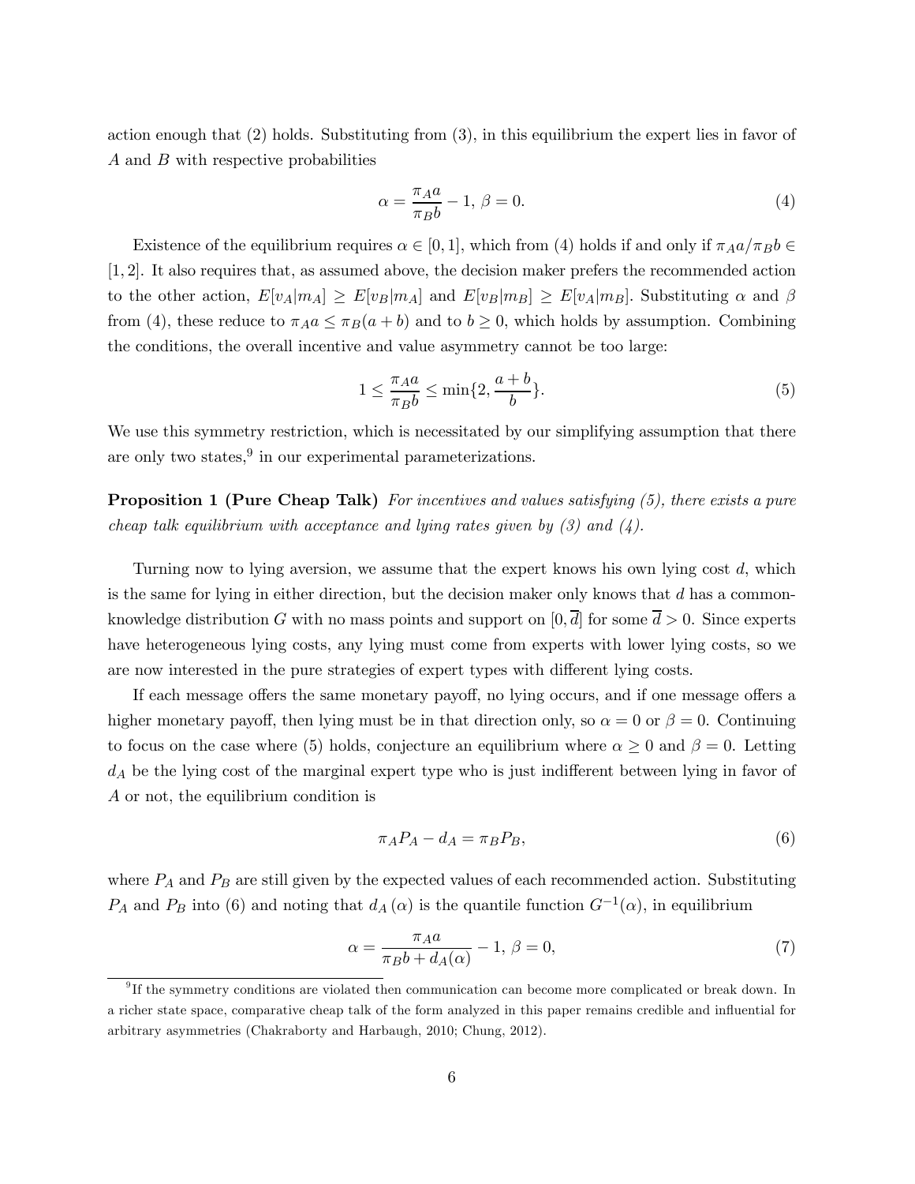action enough that (2) holds. Substituting from (3), in this equilibrium the expert lies in favor of $A$ and $B$ with respective probabilities

$$
\alpha = \frac{\pi_A a}{\pi_B b} - 1, \ \beta = 0. \tag{4}
$$

Existence of the equilibrium requires $\alpha \in [0, 1]$, which from (4) holds if and only if $\pi_A a / \pi_B b \in [1, 2]$. It also requires that, as assumed above, the decision maker prefers the recommended action to the other action, $E[v_A|m_A] \geq E[v_B|m_A]$ and $E[v_B|m_B] \geq E[v_A|m_B]$. Substituting $\alpha$ and $\beta$ from (4), these reduce to $\pi_A a \leq \pi_B(a + b)$ and to $b \geq 0$, which holds by assumption. Combining the conditions, the overall incentive and value asymmetry cannot be too large:

$$
1 \leq \frac{\pi_A a}{\pi_B b} \leq \min\{2, \frac{a+b}{b}\}. \tag{5}
$$

We use this symmetry restriction, which is necessitated by our simplifying assumption that there are only two states,[9] in our experimental parameterizations.

**Proposition 1 (Pure Cheap Talk)** *For incentives and values satisfying (5), there exists a pure cheap talk equilibrium with acceptance and lying rates given by (3) and (4).*

Turning now to lying aversion, we assume that the expert knows his own lying cost $d$, which is the same for lying in either direction, but the decision maker only knows that $d$ has a common-knowledge distribution $G$ with no mass points and support on $[0, \overline{d}]$ for some $\overline{d} > 0$. Since experts have heterogeneous lying costs, any lying must come from experts with lower lying costs, so we are now interested in the pure strategies of expert types with different lying costs.

If each message offers the same monetary payoff, no lying occurs, and if one message offers a higher monetary payoff, then lying must be in that direction only, so $\alpha = 0$ or $\beta = 0$. Continuing to focus on the case where (5) holds, conjecture an equilibrium where $\alpha \geq 0$ and $\beta = 0$. Letting $d_A$ be the lying cost of the marginal expert type who is just indifferent between lying in favor of $A$ or not, the equilibrium condition is

$$
\pi_A P_A - d_A = \pi_B P_B, \tag{6}
$$

where $P_A$ and $P_B$ are still given by the expected values of each recommended action. Substituting $P_A$ and $P_B$ into (6) and noting that $d_A(\alpha)$ is the quantile function $G^{-1}(\alpha)$, in equilibrium

$$
\alpha = \frac{\pi_A a}{\pi_B b + d_A(\alpha)} - 1, \ \beta = 0, \tag{7}
$$

[9] If the symmetry conditions are violated then communication can become more complicated or break down. In a richer state space, comparative cheap talk of the form analyzed in this paper remains credible and influential for arbitrary asymmetries (Chakraborty and Harbaugh, 2010; Chung, 2012).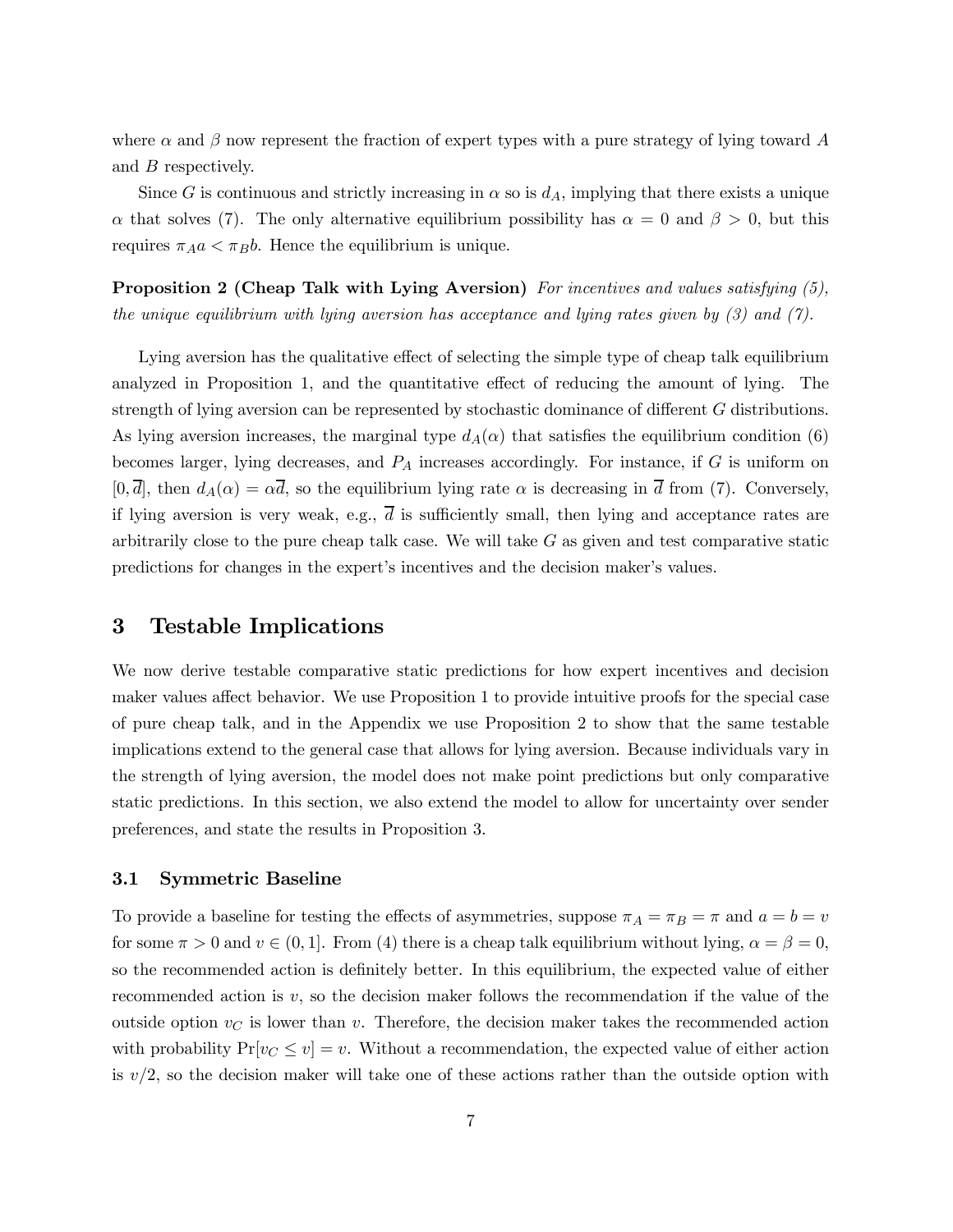where $\alpha$ and $\beta$ now represent the fraction of expert types with a pure strategy of lying toward $A$ and $B$ respectively.

Since $G$ is continuous and strictly increasing in $\alpha$ so is $d_A$, implying that there exists a unique $\alpha$ that solves (7). The only alternative equilibrium possibility has $\alpha = 0$ and $\beta > 0$, but this requires $\pi_A a < \pi_B b$. Hence the equilibrium is unique.

**Proposition 2 (Cheap Talk with Lying Aversion)** *For incentives and values satisfying (5), the unique equilibrium with lying aversion has acceptance and lying rates given by (3) and (7).*

Lying aversion has the qualitative effect of selecting the simple type of cheap talk equilibrium analyzed in Proposition 1, and the quantitative effect of reducing the amount of lying. The strength of lying aversion can be represented by stochastic dominance of different $G$ distributions. As lying aversion increases, the marginal type $d_A(\alpha)$ that satisfies the equilibrium condition (6) becomes larger, lying decreases, and $P_A$ increases accordingly. For instance, if $G$ is uniform on $[0, \overline{d}]$, then $d_A(\alpha) = \alpha\overline{d}$, so the equilibrium lying rate $\alpha$ is decreasing in $\overline{d}$ from (7). Conversely, if lying aversion is very weak, e.g., $\overline{d}$ is sufficiently small, then lying and acceptance rates are arbitrarily close to the pure cheap talk case. We will take $G$ as given and test comparative static predictions for changes in the expert's incentives and the decision maker's values.

# 3 Testable Implications

We now derive testable comparative static predictions for how expert incentives and decision maker values affect behavior. We use Proposition 1 to provide intuitive proofs for the special case of pure cheap talk, and in the Appendix we use Proposition 2 to show that the same testable implications extend to the general case that allows for lying aversion. Because individuals vary in the strength of lying aversion, the model does not make point predictions but only comparative static predictions. In this section, we also extend the model to allow for uncertainty over sender preferences, and state the results in Proposition 3.

## 3.1 Symmetric Baseline

To provide a baseline for testing the effects of asymmetries, suppose $\pi_A = \pi_B = \pi$ and $a = b = v$ for some $\pi > 0$ and $v \in (0, 1]$. From (4) there is a cheap talk equilibrium without lying, $\alpha = \beta = 0$, so the recommended action is definitely better. In this equilibrium, the expected value of either recommended action is $v$, so the decision maker follows the recommendation if the value of the outside option $v_C$ is lower than $v$. Therefore, the decision maker takes the recommended action with probability $\Pr[v_C \leq v] = v$. Without a recommendation, the expected value of either action is $v/2$, so the decision maker will take one of these actions rather than the outside option with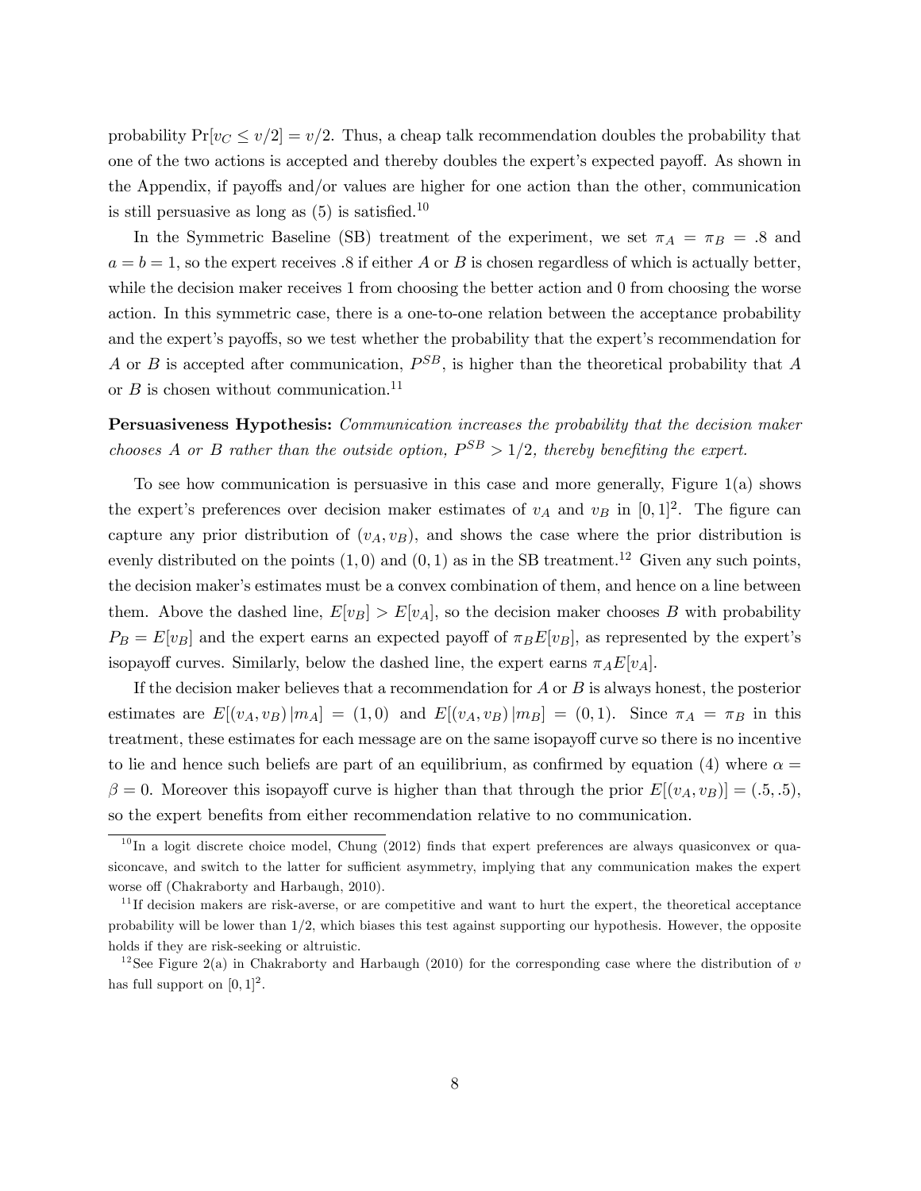probability $\Pr[v_C \leq v/2] = v/2$. Thus, a cheap talk recommendation doubles the probability that one of the two actions is accepted and thereby doubles the expert's expected payoff. As shown in the Appendix, if payoffs and/or values are higher for one action than the other, communication is still persuasive as long as (5) is satisfied.[10]

In the Symmetric Baseline (SB) treatment of the experiment, we set $\pi_A = \pi_B = .8$ and $a = b = 1$, so the expert receives .8 if either $A$ or $B$ is chosen regardless of which is actually better, while the decision maker receives 1 from choosing the better action and 0 from choosing the worse action. In this symmetric case, there is a one-to-one relation between the acceptance probability and the expert's payoffs, so we test whether the probability that the expert's recommendation for $A$ or $B$ is accepted after communication, $P^{SB}$, is higher than the theoretical probability that $A$ or $B$ is chosen without communication.[11]

**Persuasiveness Hypothesis:** *Communication increases the probability that the decision maker chooses A or B rather than the outside option, $P^{SB} > 1/2$, thereby benefiting the expert.*

To see how communication is persuasive in this case and more generally, Figure 1(a) shows the expert's preferences over decision maker estimates of $v_A$ and $v_B$ in $[0,1]^2$. The figure can capture any prior distribution of $(v_A, v_B)$, and shows the case where the prior distribution is evenly distributed on the points $(1,0)$ and $(0,1)$ as in the SB treatment.[12] Given any such points, the decision maker's estimates must be a convex combination of them, and hence on a line between them. Above the dashed line, $E[v_B] > E[v_A]$, so the decision maker chooses $B$ with probability $P_B = E[v_B]$ and the expert earns an expected payoff of $\pi_B E[v_B]$, as represented by the expert's isopayoff curves. Similarly, below the dashed line, the expert earns $\pi_A E[v_A]$.

If the decision maker believes that a recommendation for $A$ or $B$ is always honest, the posterior estimates are $E[(v_A, v_B)\,|m_A] = (1,0)$ and $E[(v_A, v_B)\,|m_B] = (0,1)$. Since $\pi_A = \pi_B$ in this treatment, these estimates for each message are on the same isopayoff curve so there is no incentive to lie and hence such beliefs are part of an equilibrium, as confirmed by equation (4) where $\alpha = \beta = 0$. Moreover this isopayoff curve is higher than that through the prior $E[(v_A, v_B)] = (.5, .5)$, so the expert benefits from either recommendation relative to no communication.

[10] In a logit discrete choice model, Chung (2012) finds that expert preferences are always quasiconvex or quasiconcave, and switch to the latter for sufficient asymmetry, implying that any communication makes the expert worse off (Chakraborty and Harbaugh, 2010).

[11] If decision makers are risk-averse, or are competitive and want to hurt the expert, the theoretical acceptance probability will be lower than 1/2, which biases this test against supporting our hypothesis. However, the opposite holds if they are risk-seeking or altruistic.

[12] See Figure 2(a) in Chakraborty and Harbaugh (2010) for the corresponding case where the distribution of $v$ has full support on $[0,1]^2$.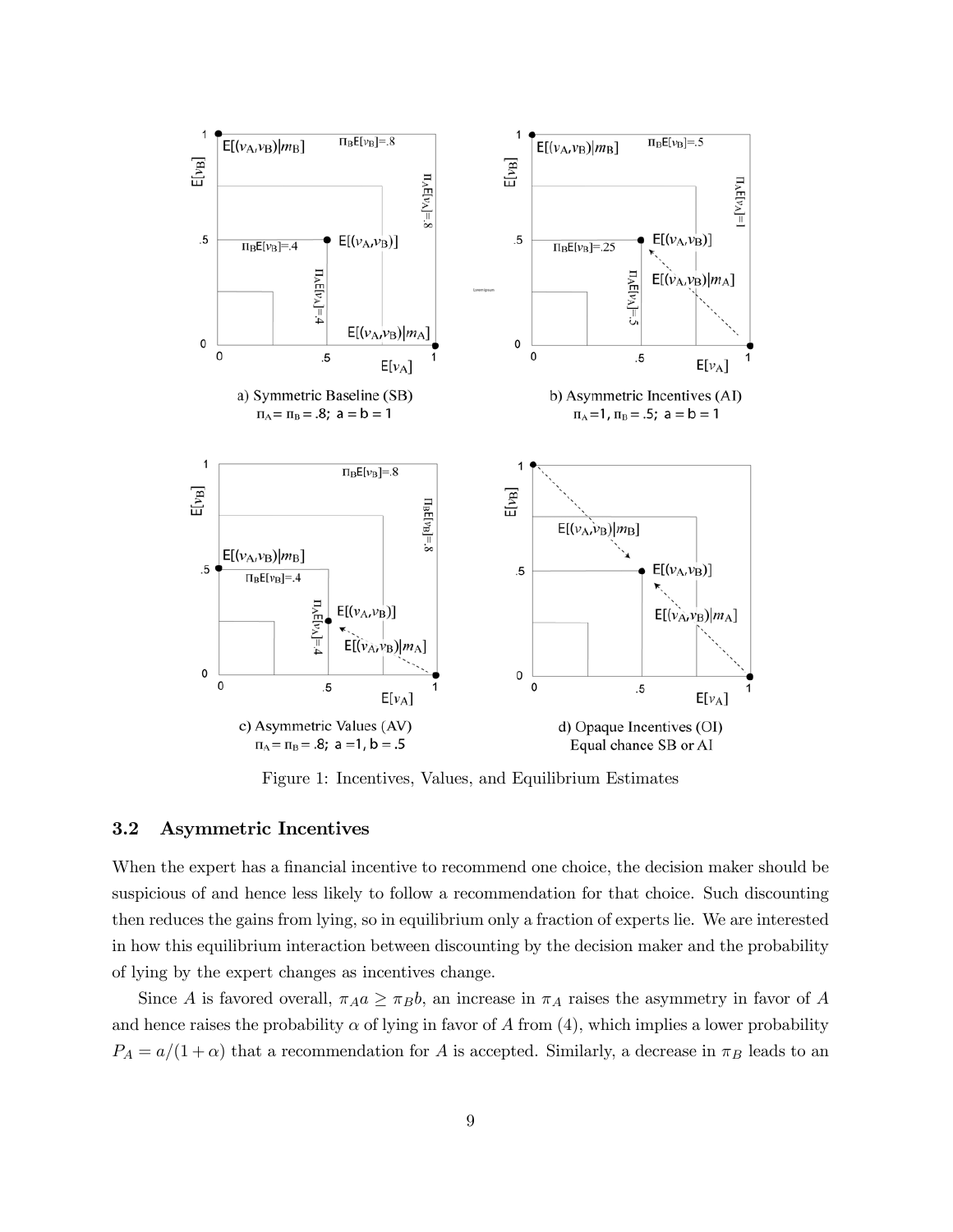Figure 1: Incentives, Values, and Equilibrium Estimates

### 3.2 Asymmetric Incentives

When the expert has a financial incentive to recommend one choice, the decision maker should be suspicious of and hence less likely to follow a recommendation for that choice. Such discounting then reduces the gains from lying, so in equilibrium only a fraction of experts lie. We are interested in how this equilibrium interaction between discounting by the decision maker and the probability of lying by the expert changes as incentives change.

Since $A$ is favored overall, $\pi_A a \geq \pi_B b$, an increase in $\pi_A$ raises the asymmetry in favor of $A$ and hence raises the probability $\alpha$ of lying in favor of $A$ from (4), which implies a lower probability $P_A = a/(1+\alpha)$ that a recommendation for $A$ is accepted. Similarly, a decrease in $\pi_B$ leads to an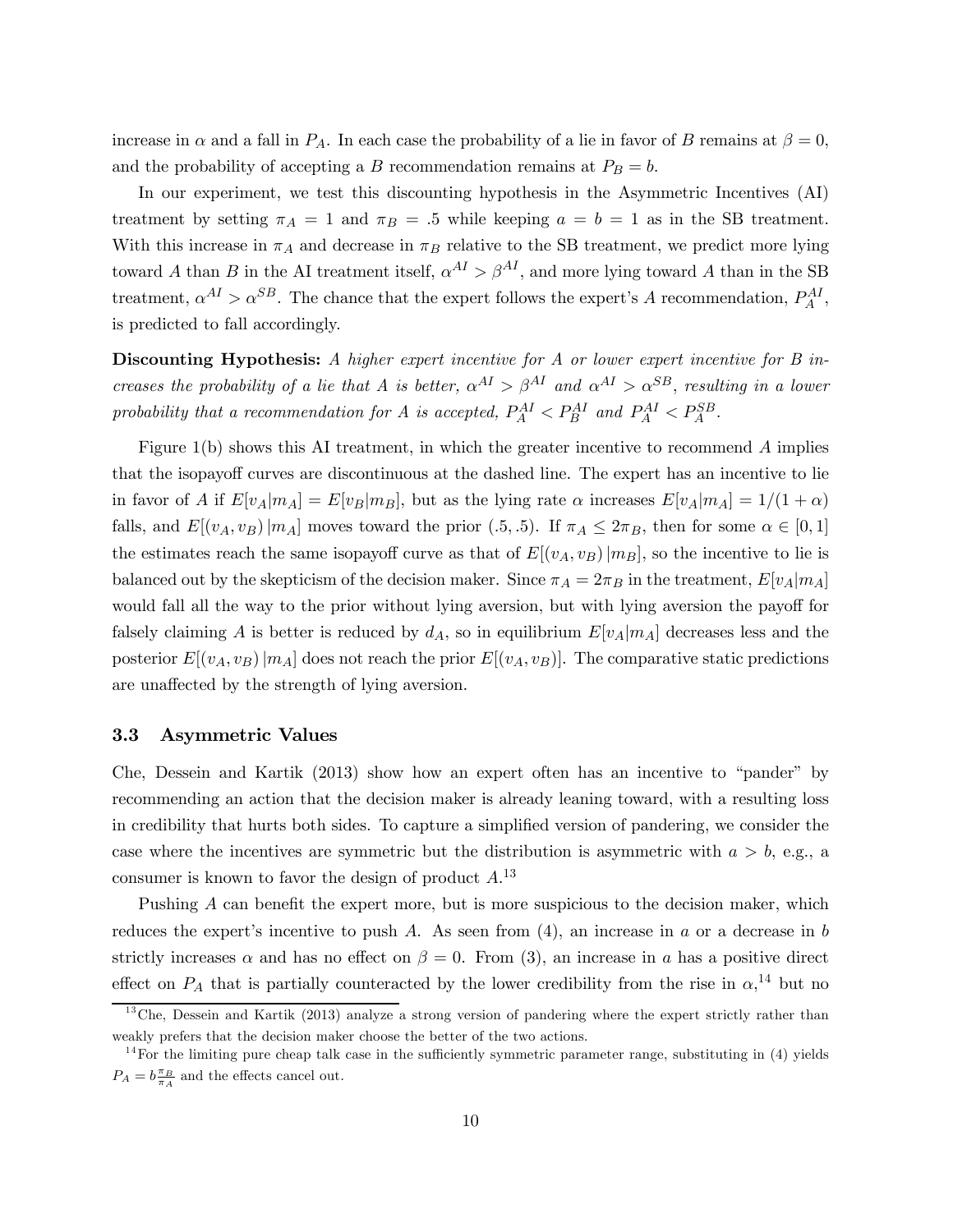increase in $\alpha$ and a fall in $P_A$. In each case the probability of a lie in favor of $B$ remains at $\beta = 0$, and the probability of accepting a $B$ recommendation remains at $P_B = b$.

In our experiment, we test this discounting hypothesis in the Asymmetric Incentives (AI) treatment by setting $\pi_A = 1$ and $\pi_B = .5$ while keeping $a = b = 1$ as in the SB treatment. With this increase in $\pi_A$ and decrease in $\pi_B$ relative to the SB treatment, we predict more lying toward $A$ than $B$ in the AI treatment itself, $\alpha^{AI} > \beta^{AI}$, and more lying toward $A$ than in the SB treatment, $\alpha^{AI} > \alpha^{SB}$. The chance that the expert follows the expert's $A$ recommendation, $P_A^{AI}$, is predicted to fall accordingly.

**Discounting Hypothesis:** *A higher expert incentive for A or lower expert incentive for B increases the probability of a lie that A is better,* $\alpha^{AI} > \beta^{AI}$ *and* $\alpha^{AI} > \alpha^{SB}$*, resulting in a lower probability that a recommendation for A is accepted,* $P_A^{AI} < P_B^{AI}$ *and* $P_A^{AI} < P_A^{SB}$.

Figure 1(b) shows this AI treatment, in which the greater incentive to recommend $A$ implies that the isopayoff curves are discontinuous at the dashed line. The expert has an incentive to lie in favor of $A$ if $E[v_A|m_A] = E[v_B|m_B]$, but as the lying rate $\alpha$ increases $E[v_A|m_A] = 1/(1+\alpha)$ falls, and $E[(v_A, v_B)|m_A]$ moves toward the prior $(.5, .5)$. If $\pi_A \leq 2\pi_B$, then for some $\alpha \in [0, 1]$ the estimates reach the same isopayoff curve as that of $E[(v_A, v_B)|m_B]$, so the incentive to lie is balanced out by the skepticism of the decision maker. Since $\pi_A = 2\pi_B$ in the treatment, $E[v_A|m_A]$ would fall all the way to the prior without lying aversion, but with lying aversion the payoff for falsely claiming $A$ is better is reduced by $d_A$, so in equilibrium $E[v_A|m_A]$ decreases less and the posterior $E[(v_A, v_B)|m_A]$ does not reach the prior $E[(v_A, v_B)]$. The comparative static predictions are unaffected by the strength of lying aversion.

### 3.3 Asymmetric Values

Che, Dessein and Kartik (2013) show how an expert often has an incentive to "pander" by recommending an action that the decision maker is already leaning toward, with a resulting loss in credibility that hurts both sides. To capture a simplified version of pandering, we consider the case where the incentives are symmetric but the distribution is asymmetric with $a > b$, e.g., a consumer is known to favor the design of product $A$.[13]

Pushing $A$ can benefit the expert more, but is more suspicious to the decision maker, which reduces the expert's incentive to push $A$. As seen from (4), an increase in $a$ or a decrease in $b$ strictly increases $\alpha$ and has no effect on $\beta = 0$. From (3), an increase in $a$ has a positive direct effect on $P_A$ that is partially counteracted by the lower credibility from the rise in $\alpha$,[14] but no

[13] Che, Dessein and Kartik (2013) analyze a strong version of pandering where the expert strictly rather than weakly prefers that the decision maker choose the better of the two actions.

[14] For the limiting pure cheap talk case in the sufficiently symmetric parameter range, substituting in (4) yields $P_A = b\frac{\pi_B}{\pi_A}$ and the effects cancel out.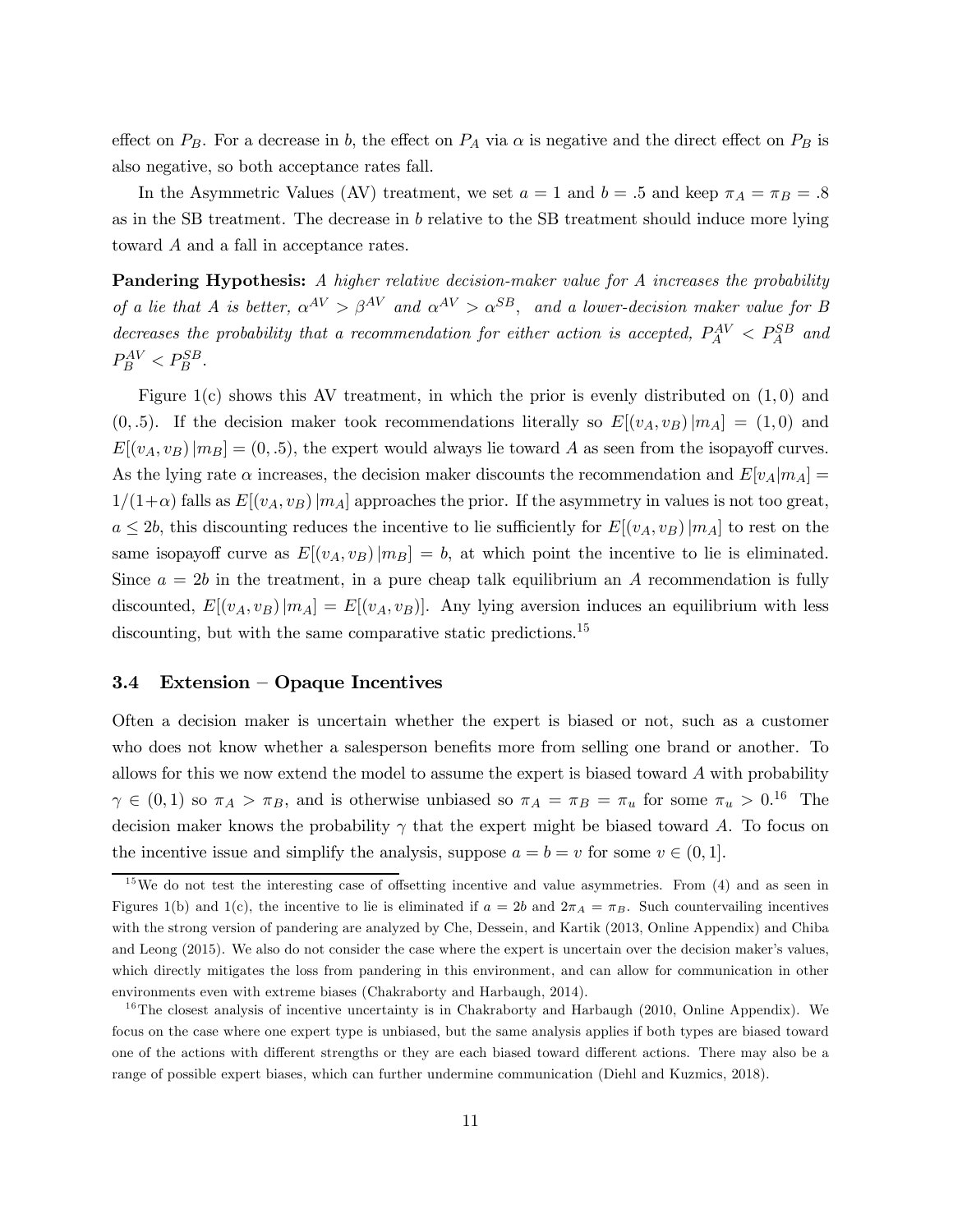effect on $P_B$. For a decrease in $b$, the effect on $P_A$ via $\alpha$ is negative and the direct effect on $P_B$ is also negative, so both acceptance rates fall.

In the Asymmetric Values (AV) treatment, we set $a = 1$ and $b = .5$ and keep $\pi_A = \pi_B = .8$ as in the SB treatment. The decrease in $b$ relative to the SB treatment should induce more lying toward $A$ and a fall in acceptance rates.

**Pandering Hypothesis:** *A higher relative decision-maker value for A increases the probability of a lie that A is better,* $\alpha^{AV} > \beta^{AV}$ *and* $\alpha^{AV} > \alpha^{SB}$, *and a lower-decision maker value for B decreases the probability that a recommendation for either action is accepted,* $P_A^{AV} < P_A^{SB}$ *and* $P_B^{AV} < P_B^{SB}$.

Figure 1(c) shows this AV treatment, in which the prior is evenly distributed on $(1, 0)$ and $(0, .5)$. If the decision maker took recommendations literally so $E[(v_A, v_B) | m_A] = (1, 0)$ and $E[(v_A, v_B) | m_B] = (0, .5)$, the expert would always lie toward $A$ as seen from the isopayoff curves. As the lying rate $\alpha$ increases, the decision maker discounts the recommendation and $E[v_A|m_A] = 1/(1+\alpha)$ falls as $E[(v_A, v_B) | m_A]$ approaches the prior. If the asymmetry in values is not too great, $a \leq 2b$, this discounting reduces the incentive to lie sufficiently for $E[(v_A, v_B) | m_A]$ to rest on the same isopayoff curve as $E[(v_A, v_B) | m_B] = b$, at which point the incentive to lie is eliminated. Since $a = 2b$ in the treatment, in a pure cheap talk equilibrium an $A$ recommendation is fully discounted, $E[(v_A, v_B) | m_A] = E[(v_A, v_B)]$. Any lying aversion induces an equilibrium with less discounting, but with the same comparative static predictions.[15]

### 3.4 Extension – Opaque Incentives

Often a decision maker is uncertain whether the expert is biased or not, such as a customer who does not know whether a salesperson benefits more from selling one brand or another. To allows for this we now extend the model to assume the expert is biased toward $A$ with probability $\gamma \in (0, 1)$ so $\pi_A > \pi_B$, and is otherwise unbiased so $\pi_A = \pi_B = \pi_u$ for some $\pi_u > 0$.[16] The decision maker knows the probability $\gamma$ that the expert might be biased toward $A$. To focus on the incentive issue and simplify the analysis, suppose $a = b = v$ for some $v \in (0, 1]$.

---

[15] We do not test the interesting case of offsetting incentive and value asymmetries. From (4) and as seen in Figures 1(b) and 1(c), the incentive to lie is eliminated if $a = 2b$ and $2\pi_A = \pi_B$. Such countervailing incentives with the strong version of pandering are analyzed by Che, Dessein, and Kartik (2013, Online Appendix) and Chiba and Leong (2015). We also do not consider the case where the expert is uncertain over the decision maker's values, which directly mitigates the loss from pandering in this environment, and can allow for communication in other environments even with extreme biases (Chakraborty and Harbaugh, 2014).

[16] The closest analysis of incentive uncertainty is in Chakraborty and Harbaugh (2010, Online Appendix). We focus on the case where one expert type is unbiased, but the same analysis applies if both types are biased toward one of the actions with different strengths or they are each biased toward different actions. There may also be a range of possible expert biases, which can further undermine communication (Diehl and Kuzmics, 2018).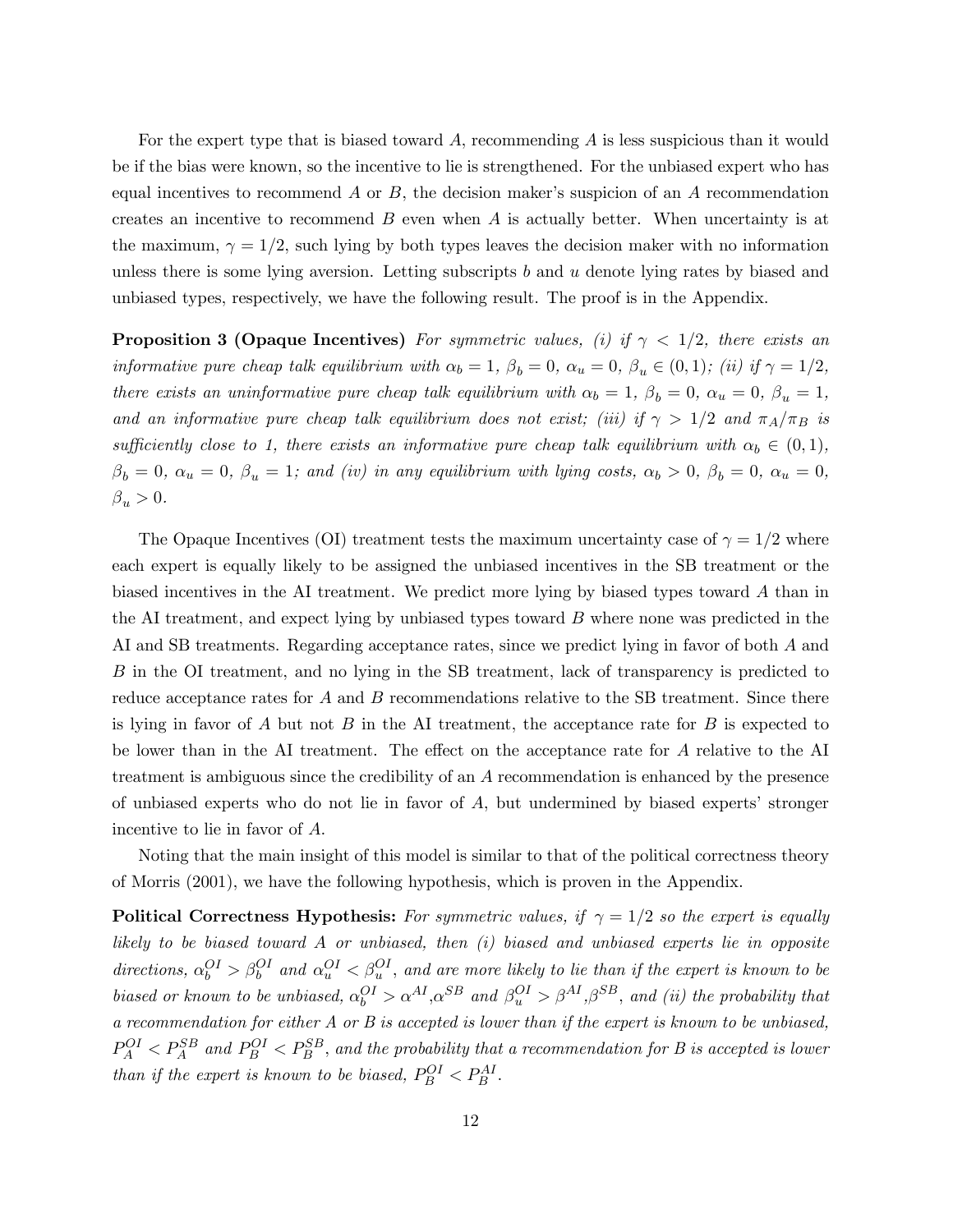For the expert type that is biased toward $A$, recommending $A$ is less suspicious than it would be if the bias were known, so the incentive to lie is strengthened. For the unbiased expert who has equal incentives to recommend $A$ or $B$, the decision maker's suspicion of an $A$ recommendation creates an incentive to recommend $B$ even when $A$ is actually better. When uncertainty is at the maximum, $\gamma = 1/2$, such lying by both types leaves the decision maker with no information unless there is some lying aversion. Letting subscripts $b$ and $u$ denote lying rates by biased and unbiased types, respectively, we have the following result. The proof is in the Appendix.

**Proposition 3 (Opaque Incentives)** *For symmetric values, (i) if $\gamma < 1/2$, there exists an informative pure cheap talk equilibrium with $\alpha_b = 1$, $\beta_b = 0$, $\alpha_u = 0$, $\beta_u \in (0, 1)$; (ii) if $\gamma = 1/2$, there exists an uninformative pure cheap talk equilibrium with $\alpha_b = 1$, $\beta_b = 0$, $\alpha_u = 0$, $\beta_u = 1$, and an informative pure cheap talk equilibrium does not exist; (iii) if $\gamma > 1/2$ and $\pi_A/\pi_B$ is sufficiently close to 1, there exists an informative pure cheap talk equilibrium with $\alpha_b \in (0, 1)$, $\beta_b = 0$, $\alpha_u = 0$, $\beta_u = 1$; and (iv) in any equilibrium with lying costs, $\alpha_b > 0$, $\beta_b = 0$, $\alpha_u = 0$, $\beta_u > 0$.*

The Opaque Incentives (OI) treatment tests the maximum uncertainty case of $\gamma = 1/2$ where each expert is equally likely to be assigned the unbiased incentives in the SB treatment or the biased incentives in the AI treatment. We predict more lying by biased types toward $A$ than in the AI treatment, and expect lying by unbiased types toward $B$ where none was predicted in the AI and SB treatments. Regarding acceptance rates, since we predict lying in favor of both $A$ and $B$ in the OI treatment, and no lying in the SB treatment, lack of transparency is predicted to reduce acceptance rates for $A$ and $B$ recommendations relative to the SB treatment. Since there is lying in favor of $A$ but not $B$ in the AI treatment, the acceptance rate for $B$ is expected to be lower than in the AI treatment. The effect on the acceptance rate for $A$ relative to the AI treatment is ambiguous since the credibility of an $A$ recommendation is enhanced by the presence of unbiased experts who do not lie in favor of $A$, but undermined by biased experts' stronger incentive to lie in favor of $A$.

Noting that the main insight of this model is similar to that of the political correctness theory of Morris (2001), we have the following hypothesis, which is proven in the Appendix.

**Political Correctness Hypothesis:** *For symmetric values, if $\gamma = 1/2$ so the expert is equally likely to be biased toward $A$ or unbiased, then (i) biased and unbiased experts lie in opposite directions, $\alpha_b^{OI} > \beta_b^{OI}$ and $\alpha_u^{OI} < \beta_u^{OI}$, and are more likely to lie than if the expert is known to be biased or known to be unbiased, $\alpha_b^{OI} > \alpha^{AI}$,$\alpha^{SB}$ and $\beta_u^{OI} > \beta^{AI}$,$\beta^{SB}$, and (ii) the probability that a recommendation for either $A$ or $B$ is accepted is lower than if the expert is known to be unbiased, $P_A^{OI} < P_A^{SB}$ and $P_B^{OI} < P_B^{SB}$, and the probability that a recommendation for $B$ is accepted is lower than if the expert is known to be biased, $P_B^{OI} < P_B^{AI}$.*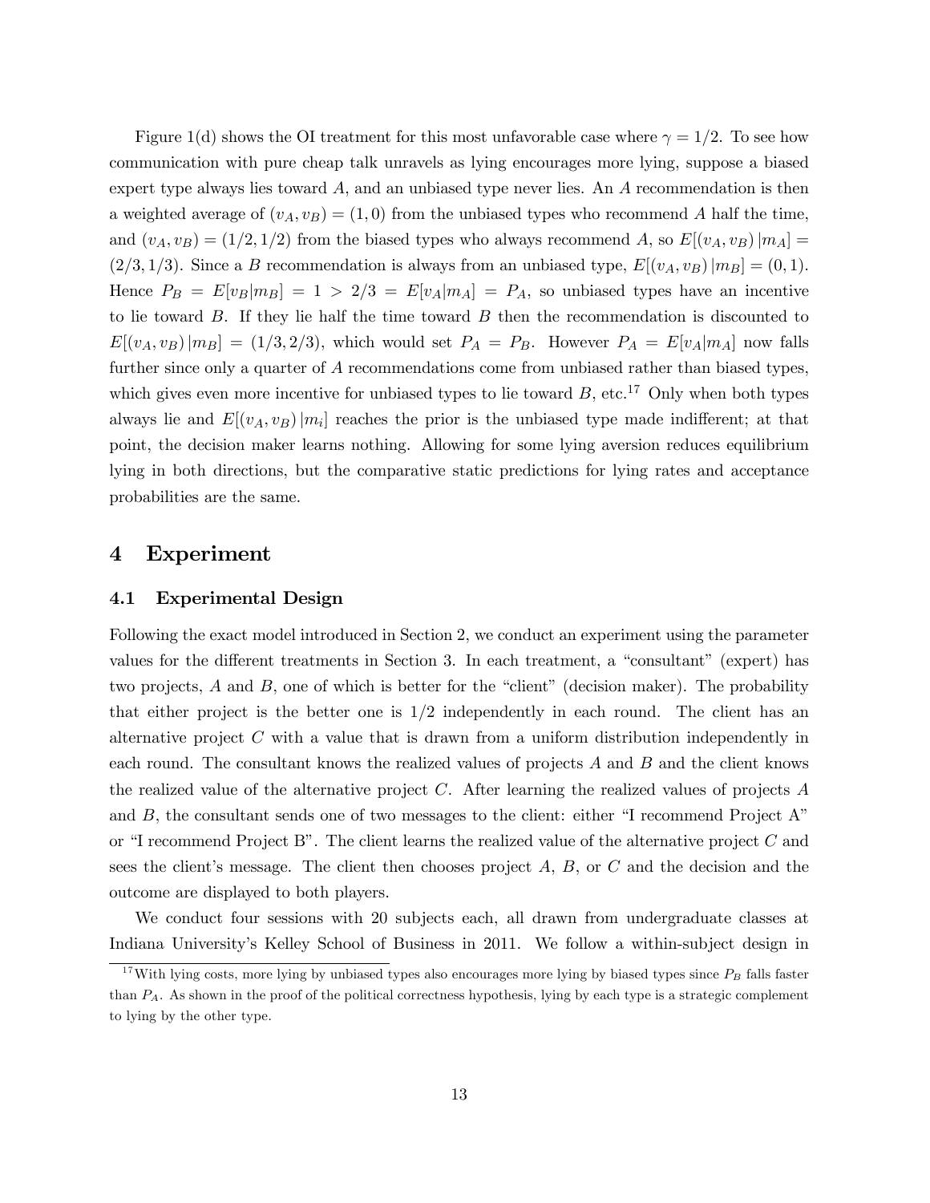Figure 1(d) shows the OI treatment for this most unfavorable case where $\gamma = 1/2$. To see how communication with pure cheap talk unravels as lying encourages more lying, suppose a biased expert type always lies toward $A$, and an unbiased type never lies. An $A$ recommendation is then a weighted average of $(v_A, v_B) = (1, 0)$ from the unbiased types who recommend $A$ half the time, and $(v_A, v_B) = (1/2, 1/2)$ from the biased types who always recommend $A$, so $E[(v_A, v_B) | m_A] = (2/3, 1/3)$. Since a $B$ recommendation is always from an unbiased type, $E[(v_A, v_B) | m_B] = (0, 1)$. Hence $P_B = E[v_B | m_B] = 1 > 2/3 = E[v_A | m_A] = P_A$, so unbiased types have an incentive to lie toward $B$. If they lie half the time toward $B$ then the recommendation is discounted to $E[(v_A, v_B) | m_B] = (1/3, 2/3)$, which would set $P_A = P_B$. However $P_A = E[v_A | m_A]$ now falls further since only a quarter of $A$ recommendations come from unbiased rather than biased types, which gives even more incentive for unbiased types to lie toward $B$, etc.[17] Only when both types always lie and $E[(v_A, v_B) | m_i]$ reaches the prior is the unbiased type made indifferent; at that point, the decision maker learns nothing. Allowing for some lying aversion reduces equilibrium lying in both directions, but the comparative static predictions for lying rates and acceptance probabilities are the same.

# 4 Experiment

## 4.1 Experimental Design

Following the exact model introduced in Section 2, we conduct an experiment using the parameter values for the different treatments in Section 3. In each treatment, a "consultant" (expert) has two projects, $A$ and $B$, one of which is better for the "client" (decision maker). The probability that either project is the better one is $1/2$ independently in each round. The client has an alternative project $C$ with a value that is drawn from a uniform distribution independently in each round. The consultant knows the realized values of projects $A$ and $B$ and the client knows the realized value of the alternative project $C$. After learning the realized values of projects $A$ and $B$, the consultant sends one of two messages to the client: either "I recommend Project A" or "I recommend Project B". The client learns the realized value of the alternative project $C$ and sees the client's message. The client then chooses project $A$, $B$, or $C$ and the decision and the outcome are displayed to both players.

We conduct four sessions with 20 subjects each, all drawn from undergraduate classes at Indiana University's Kelley School of Business in 2011. We follow a within-subject design in

[17] With lying costs, more lying by unbiased types also encourages more lying by biased types since $P_B$ falls faster than $P_A$. As shown in the proof of the political correctness hypothesis, lying by each type is a strategic complement to lying by the other type.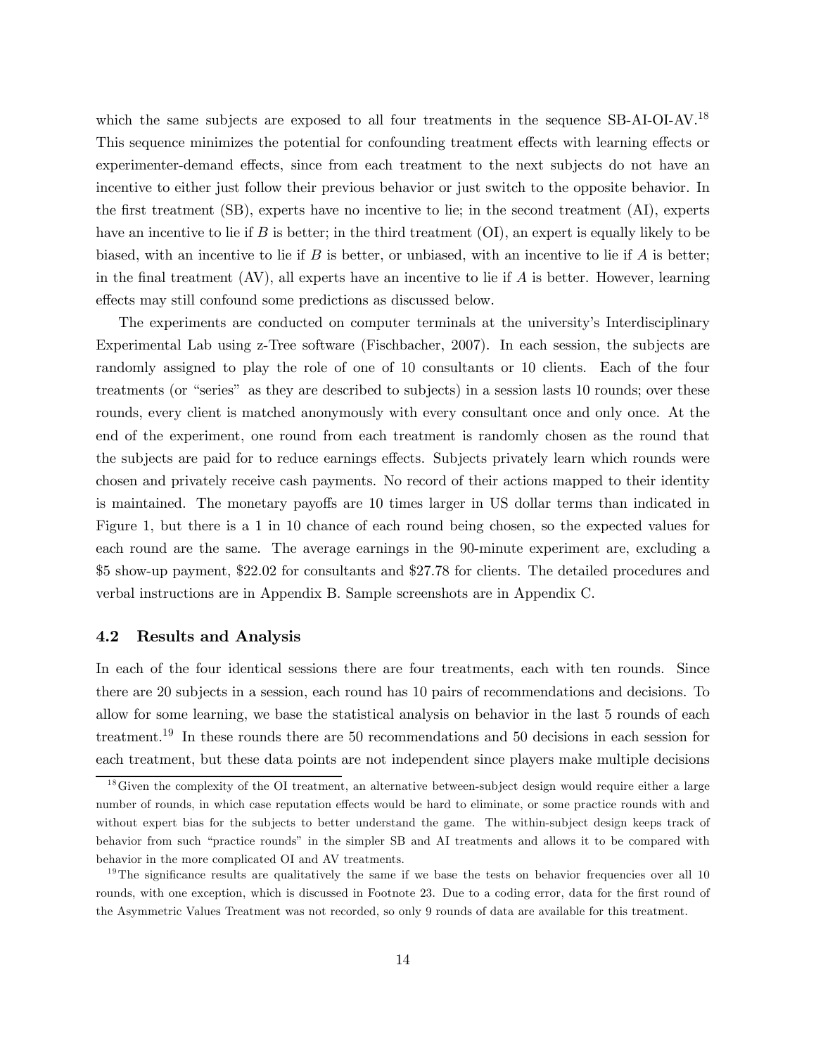which the same subjects are exposed to all four treatments in the sequence SB-AI-OI-AV.[18] This sequence minimizes the potential for confounding treatment effects with learning effects or experimenter-demand effects, since from each treatment to the next subjects do not have an incentive to either just follow their previous behavior or just switch to the opposite behavior. In the first treatment (SB), experts have no incentive to lie; in the second treatment (AI), experts have an incentive to lie if $B$ is better; in the third treatment (OI), an expert is equally likely to be biased, with an incentive to lie if $B$ is better, or unbiased, with an incentive to lie if $A$ is better; in the final treatment (AV), all experts have an incentive to lie if $A$ is better. However, learning effects may still confound some predictions as discussed below.

The experiments are conducted on computer terminals at the university's Interdisciplinary Experimental Lab using z-Tree software (Fischbacher, 2007). In each session, the subjects are randomly assigned to play the role of one of 10 consultants or 10 clients. Each of the four treatments (or "series" as they are described to subjects) in a session lasts 10 rounds; over these rounds, every client is matched anonymously with every consultant once and only once. At the end of the experiment, one round from each treatment is randomly chosen as the round that the subjects are paid for to reduce earnings effects. Subjects privately learn which rounds were chosen and privately receive cash payments. No record of their actions mapped to their identity is maintained. The monetary payoffs are 10 times larger in US dollar terms than indicated in Figure 1, but there is a 1 in 10 chance of each round being chosen, so the expected values for each round are the same. The average earnings in the 90-minute experiment are, excluding a \$5 show-up payment, \$22.02 for consultants and \$27.78 for clients. The detailed procedures and verbal instructions are in Appendix B. Sample screenshots are in Appendix C.

## 4.2 Results and Analysis

In each of the four identical sessions there are four treatments, each with ten rounds. Since there are 20 subjects in a session, each round has 10 pairs of recommendations and decisions. To allow for some learning, we base the statistical analysis on behavior in the last 5 rounds of each treatment.[19] In these rounds there are 50 recommendations and 50 decisions in each session for each treatment, but these data points are not independent since players make multiple decisions

[18] Given the complexity of the OI treatment, an alternative between-subject design would require either a large number of rounds, in which case reputation effects would be hard to eliminate, or some practice rounds with and without expert bias for the subjects to better understand the game. The within-subject design keeps track of behavior from such "practice rounds" in the simpler SB and AI treatments and allows it to be compared with behavior in the more complicated OI and AV treatments.

[19] The significance results are qualitatively the same if we base the tests on behavior frequencies over all 10 rounds, with one exception, which is discussed in Footnote 23. Due to a coding error, data for the first round of the Asymmetric Values Treatment was not recorded, so only 9 rounds of data are available for this treatment.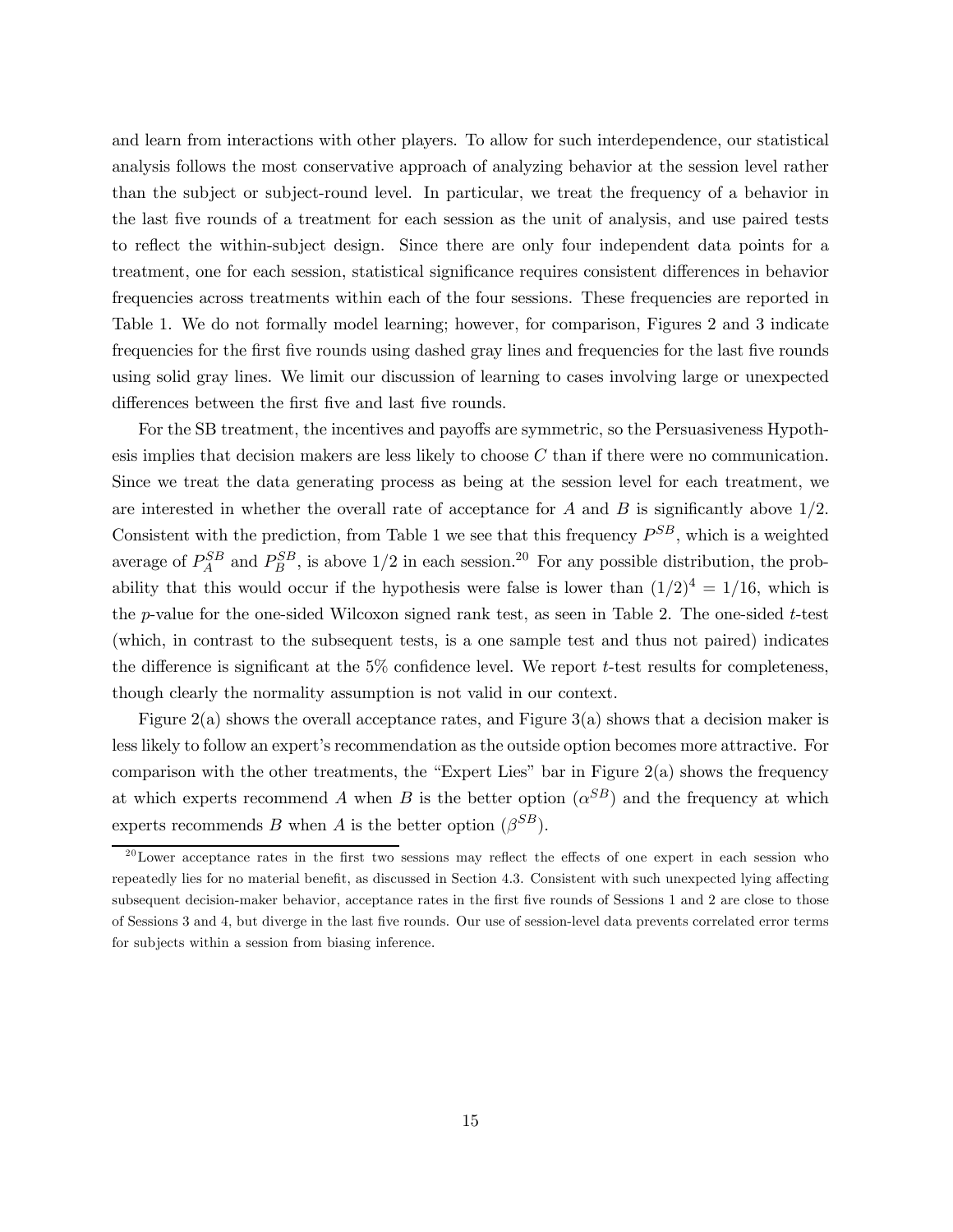and learn from interactions with other players. To allow for such interdependence, our statistical analysis follows the most conservative approach of analyzing behavior at the session level rather than the subject or subject-round level. In particular, we treat the frequency of a behavior in the last five rounds of a treatment for each session as the unit of analysis, and use paired tests to reflect the within-subject design. Since there are only four independent data points for a treatment, one for each session, statistical significance requires consistent differences in behavior frequencies across treatments within each of the four sessions. These frequencies are reported in Table 1. We do not formally model learning; however, for comparison, Figures 2 and 3 indicate frequencies for the first five rounds using dashed gray lines and frequencies for the last five rounds using solid gray lines. We limit our discussion of learning to cases involving large or unexpected differences between the first five and last five rounds.

For the SB treatment, the incentives and payoffs are symmetric, so the Persuasiveness Hypothesis implies that decision makers are less likely to choose $C$ than if there were no communication. Since we treat the data generating process as being at the session level for each treatment, we are interested in whether the overall rate of acceptance for $A$ and $B$ is significantly above $1/2$. Consistent with the prediction, from Table 1 we see that this frequency $P^{SB}$, which is a weighted average of $P_A^{SB}$ and $P_B^{SB}$, is above $1/2$ in each session.[20] For any possible distribution, the probability that this would occur if the hypothesis were false is lower than $(1/2)^4 = 1/16$, which is the $p$-value for the one-sided Wilcoxon signed rank test, as seen in Table 2. The one-sided $t$-test (which, in contrast to the subsequent tests, is a one sample test and thus not paired) indicates the difference is significant at the 5% confidence level. We report $t$-test results for completeness, though clearly the normality assumption is not valid in our context.

Figure 2(a) shows the overall acceptance rates, and Figure 3(a) shows that a decision maker is less likely to follow an expert's recommendation as the outside option becomes more attractive. For comparison with the other treatments, the "Expert Lies" bar in Figure 2(a) shows the frequency at which experts recommend $A$ when $B$ is the better option ($\alpha^{SB}$) and the frequency at which experts recommends $B$ when $A$ is the better option ($\beta^{SB}$).

[20] Lower acceptance rates in the first two sessions may reflect the effects of one expert in each session who repeatedly lies for no material benefit, as discussed in Section 4.3. Consistent with such unexpected lying affecting subsequent decision-maker behavior, acceptance rates in the first five rounds of Sessions 1 and 2 are close to those of Sessions 3 and 4, but diverge in the last five rounds. Our use of session-level data prevents correlated error terms for subjects within a session from biasing inference.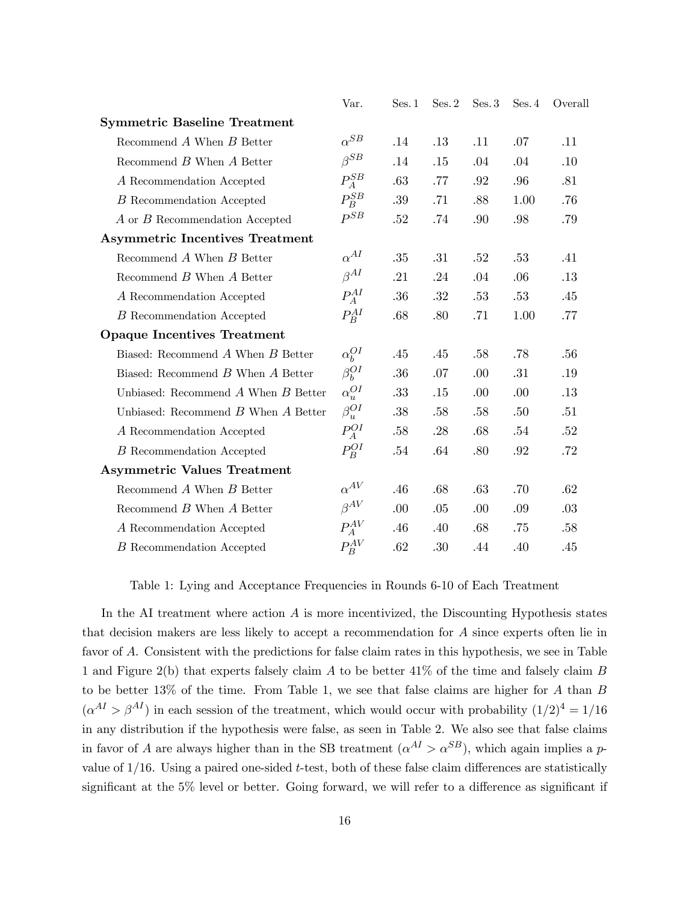| | Var. | Ses. 1 | Ses. 2 | Ses. 3 | Ses. 4 | Overall |
|---|---|---|---|---|---|---|
| **Symmetric Baseline Treatment** | | | | | | |
| Recommend $A$ When $B$ Better | $\alpha^{SB}$ | .14 | .13 | .11 | .07 | .11 |
| Recommend $B$ When $A$ Better | $\beta^{SB}$ | .14 | .15 | .04 | .04 | .10 |
| $A$ Recommendation Accepted | $P_A^{SB}$ | .63 | .77 | .92 | .96 | .81 |
| $B$ Recommendation Accepted | $P_B^{SB}$ | .39 | .71 | .88 | 1.00 | .76 |
| $A$ or $B$ Recommendation Accepted | $P^{SB}$ | .52 | .74 | .90 | .98 | .79 |
| **Asymmetric Incentives Treatment** | | | | | | |
| Recommend $A$ When $B$ Better | $\alpha^{AI}$ | .35 | .31 | .52 | .53 | .41 |
| Recommend $B$ When $A$ Better | $\beta^{AI}$ | .21 | .24 | .04 | .06 | .13 |
| $A$ Recommendation Accepted | $P_A^{AI}$ | .36 | .32 | .53 | .53 | .45 |
| $B$ Recommendation Accepted | $P_B^{AI}$ | .68 | .80 | .71 | 1.00 | .77 |
| **Opaque Incentives Treatment** | | | | | | |
| Biased: Recommend $A$ When $B$ Better | $\alpha_b^{OI}$ | .45 | .45 | .58 | .78 | .56 |
| Biased: Recommend $B$ When $A$ Better | $\beta_b^{OI}$ | .36 | .07 | .00 | .31 | .19 |
| Unbiased: Recommend $A$ When $B$ Better | $\alpha_u^{OI}$ | .33 | .15 | .00 | .00 | .13 |
| Unbiased: Recommend $B$ When $A$ Better | $\beta_u^{OI}$ | .38 | .58 | .58 | .50 | .51 |
| $A$ Recommendation Accepted | $P_A^{OI}$ | .58 | .28 | .68 | .54 | .52 |
| $B$ Recommendation Accepted | $P_B^{OI}$ | .54 | .64 | .80 | .92 | .72 |
| **Asymmetric Values Treatment** | | | | | | |
| Recommend $A$ When $B$ Better | $\alpha^{AV}$ | .46 | .68 | .63 | .70 | .62 |
| Recommend $B$ When $A$ Better | $\beta^{AV}$ | .00 | .05 | .00 | .09 | .03 |
| $A$ Recommendation Accepted | $P_A^{AV}$ | .46 | .40 | .68 | .75 | .58 |
| $B$ Recommendation Accepted | $P_B^{AV}$ | .62 | .30 | .44 | .40 | .45 |

Table 1: Lying and Acceptance Frequencies in Rounds 6-10 of Each Treatment

In the AI treatment where action $A$ is more incentivized, the Discounting Hypothesis states that decision makers are less likely to accept a recommendation for $A$ since experts often lie in favor of $A$. Consistent with the predictions for false claim rates in this hypothesis, we see in Table 1 and Figure 2(b) that experts falsely claim $A$ to be better 41% of the time and falsely claim $B$ to be better 13% of the time. From Table 1, we see that false claims are higher for $A$ than $B$ ($\alpha^{AI} > \beta^{AI}$) in each session of the treatment, which would occur with probability $(1/2)^4 = 1/16$ in any distribution if the hypothesis were false, as seen in Table 2. We also see that false claims in favor of $A$ are always higher than in the SB treatment ($\alpha^{AI} > \alpha^{SB}$), which again implies a $p$-value of $1/16$. Using a paired one-sided $t$-test, both of these false claim differences are statistically significant at the 5% level or better. Going forward, we will refer to a difference as significant if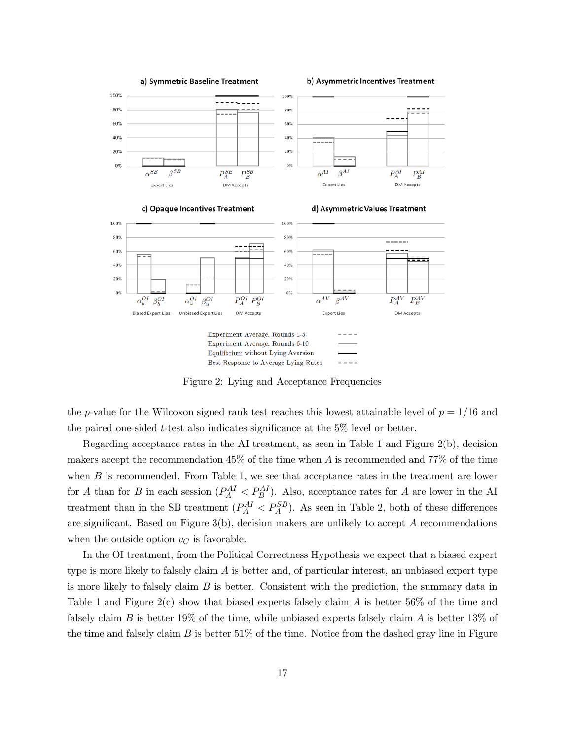Figure 2: Lying and Acceptance Frequencies

the $p$-value for the Wilcoxon signed rank test reaches this lowest attainable level of $p = 1/16$ and the paired one-sided $t$-test also indicates significance at the 5% level or better.

Regarding acceptance rates in the AI treatment, as seen in Table 1 and Figure 2(b), decision makers accept the recommendation 45% of the time when $A$ is recommended and 77% of the time when $B$ is recommended. From Table 1, we see that acceptance rates in the treatment are lower for $A$ than for $B$ in each session ($P_A^{AI} < P_B^{AI}$). Also, acceptance rates for $A$ are lower in the AI treatment than in the SB treatment ($P_A^{AI} < P_A^{SB}$). As seen in Table 2, both of these differences are significant. Based on Figure 3(b), decision makers are unlikely to accept $A$ recommendations when the outside option $v_C$ is favorable.

In the OI treatment, from the Political Correctness Hypothesis we expect that a biased expert type is more likely to falsely claim $A$ is better and, of particular interest, an unbiased expert type is more likely to falsely claim $B$ is better. Consistent with the prediction, the summary data in Table 1 and Figure 2(c) show that biased experts falsely claim $A$ is better 56% of the time and falsely claim $B$ is better 19% of the time, while unbiased experts falsely claim $A$ is better 13% of the time and falsely claim $B$ is better 51% of the time. Notice from the dashed gray line in Figure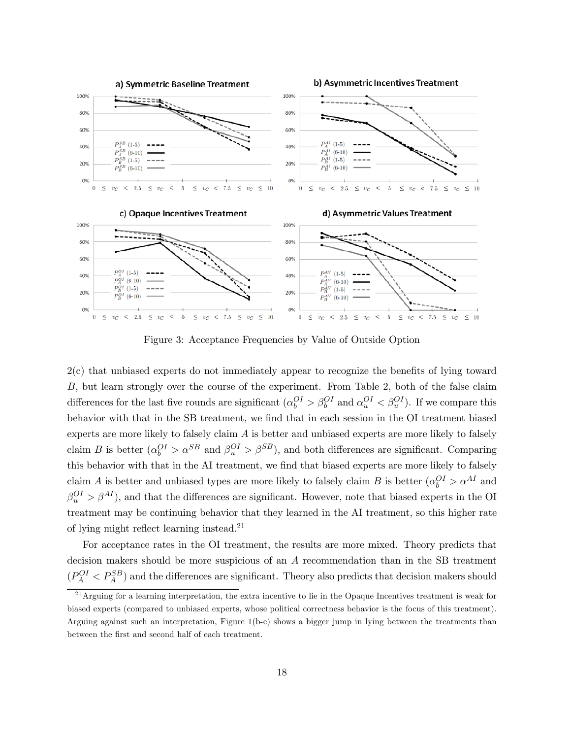Figure 3: Acceptance Frequencies by Value of Outside Option

2(c) that unbiased experts do not immediately appear to recognize the benefits of lying toward $B$, but learn strongly over the course of the experiment. From Table 2, both of the false claim differences for the last five rounds are significant ($\alpha_b^{OI} > \beta_b^{OI}$ and $\alpha_u^{OI} < \beta_u^{OI}$). If we compare this behavior with that in the SB treatment, we find that in each session in the OI treatment biased experts are more likely to falsely claim $A$ is better and unbiased experts are more likely to falsely claim $B$ is better ($\alpha_b^{OI} > \alpha^{SB}$ and $\beta_u^{OI} > \beta^{SB}$), and both differences are significant. Comparing this behavior with that in the AI treatment, we find that biased experts are more likely to falsely claim $A$ is better and unbiased types are more likely to falsely claim $B$ is better ($\alpha_b^{OI} > \alpha^{AI}$ and $\beta_u^{OI} > \beta^{AI}$), and that the differences are significant. However, note that biased experts in the OI treatment may be continuing behavior that they learned in the AI treatment, so this higher rate of lying might reflect learning instead.[21]

For acceptance rates in the OI treatment, the results are more mixed. Theory predicts that decision makers should be more suspicious of an $A$ recommendation than in the SB treatment ($P_A^{OI} < P_A^{SB}$) and the differences are significant. Theory also predicts that decision makers should

[21] Arguing for a learning interpretation, the extra incentive to lie in the Opaque Incentives treatment is weak for biased experts (compared to unbiased experts, whose political correctness behavior is the focus of this treatment). Arguing against such an interpretation, Figure 1(b-c) shows a bigger jump in lying between the treatments than between the first and second half of each treatment.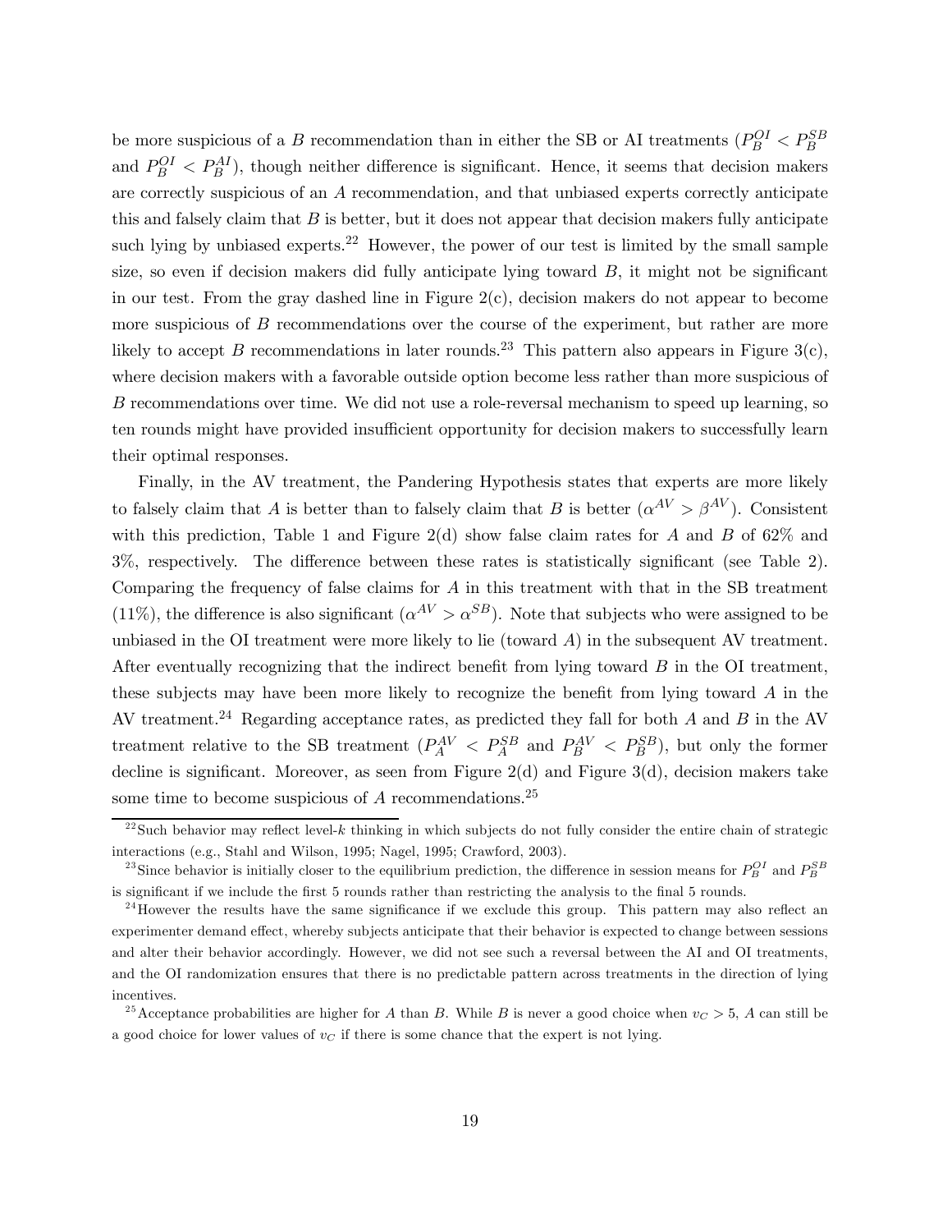be more suspicious of a $B$ recommendation than in either the SB or AI treatments ($P_B^{OI} < P_B^{SB}$ and $P_B^{OI} < P_B^{AI}$), though neither difference is significant. Hence, it seems that decision makers are correctly suspicious of an $A$ recommendation, and that unbiased experts correctly anticipate this and falsely claim that $B$ is better, but it does not appear that decision makers fully anticipate such lying by unbiased experts.[22] However, the power of our test is limited by the small sample size, so even if decision makers did fully anticipate lying toward $B$, it might not be significant in our test. From the gray dashed line in Figure 2(c), decision makers do not appear to become more suspicious of $B$ recommendations over the course of the experiment, but rather are more likely to accept $B$ recommendations in later rounds.[23] This pattern also appears in Figure 3(c), where decision makers with a favorable outside option become less rather than more suspicious of $B$ recommendations over time. We did not use a role-reversal mechanism to speed up learning, so ten rounds might have provided insufficient opportunity for decision makers to successfully learn their optimal responses.

Finally, in the AV treatment, the Pandering Hypothesis states that experts are more likely to falsely claim that $A$ is better than to falsely claim that $B$ is better ($\alpha^{AV} > \beta^{AV}$). Consistent with this prediction, Table 1 and Figure 2(d) show false claim rates for $A$ and $B$ of 62% and 3%, respectively. The difference between these rates is statistically significant (see Table 2). Comparing the frequency of false claims for $A$ in this treatment with that in the SB treatment (11%), the difference is also significant ($\alpha^{AV} > \alpha^{SB}$). Note that subjects who were assigned to be unbiased in the OI treatment were more likely to lie (toward $A$) in the subsequent AV treatment. After eventually recognizing that the indirect benefit from lying toward $B$ in the OI treatment, these subjects may have been more likely to recognize the benefit from lying toward $A$ in the AV treatment.[24] Regarding acceptance rates, as predicted they fall for both $A$ and $B$ in the AV treatment relative to the SB treatment ($P_A^{AV} < P_A^{SB}$ and $P_B^{AV} < P_B^{SB}$), but only the former decline is significant. Moreover, as seen from Figure 2(d) and Figure 3(d), decision makers take some time to become suspicious of $A$ recommendations.[25]

---

[22] Such behavior may reflect level-$k$ thinking in which subjects do not fully consider the entire chain of strategic interactions (e.g., Stahl and Wilson, 1995; Nagel, 1995; Crawford, 2003).

[23] Since behavior is initially closer to the equilibrium prediction, the difference in session means for $P_B^{OI}$ and $P_B^{SB}$ is significant if we include the first 5 rounds rather than restricting the analysis to the final 5 rounds.

[24] However the results have the same significance if we exclude this group. This pattern may also reflect an experimenter demand effect, whereby subjects anticipate that their behavior is expected to change between sessions and alter their behavior accordingly. However, we did not see such a reversal between the AI and OI treatments, and the OI randomization ensures that there is no predictable pattern across treatments in the direction of lying incentives.

[25] Acceptance probabilities are higher for $A$ than $B$. While $B$ is never a good choice when $v_C > 5$, $A$ can still be a good choice for lower values of $v_C$ if there is some chance that the expert is not lying.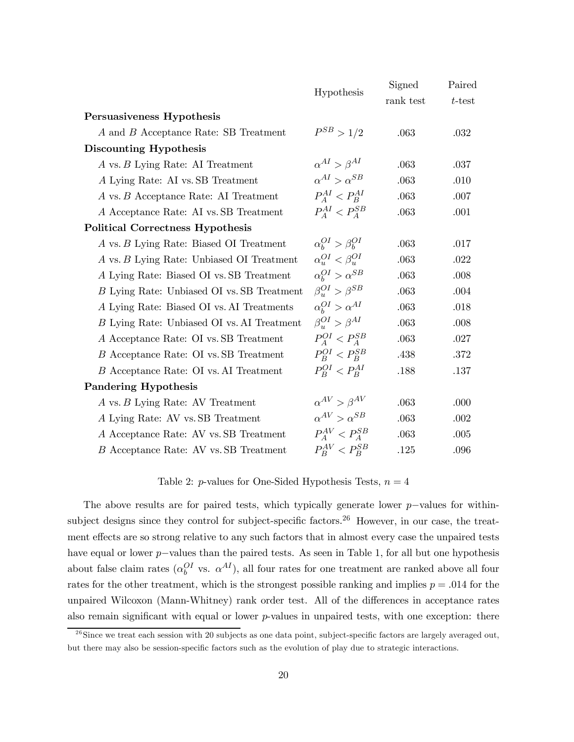|  | Hypothesis | Signed rank test | Paired $t$-test |
|---|---|---|---|
| **Persuasiveness Hypothesis** |  |  |  |
| $A$ and $B$ Acceptance Rate: SB Treatment | $P^{SB} > 1/2$ | .063 | .032 |
| **Discounting Hypothesis** |  |  |  |
| $A$ vs. $B$ Lying Rate: AI Treatment | $\alpha^{AI} > \beta^{AI}$ | .063 | .037 |
| $A$ Lying Rate: AI vs. SB Treatment | $\alpha^{AI} > \alpha^{SB}$ | .063 | .010 |
| $A$ vs. $B$ Acceptance Rate: AI Treatment | $P_A^{AI} < P_B^{AI}$ | .063 | .007 |
| $A$ Acceptance Rate: AI vs. SB Treatment | $P_A^{AI} < P_A^{SB}$ | .063 | .001 |
| **Political Correctness Hypothesis** |  |  |  |
| $A$ vs. $B$ Lying Rate: Biased OI Treatment | $\alpha_b^{OI} > \beta_b^{OI}$ | .063 | .017 |
| $A$ vs. $B$ Lying Rate: Unbiased OI Treatment | $\alpha_u^{OI} < \beta_u^{OI}$ | .063 | .022 |
| $A$ Lying Rate: Biased OI vs. SB Treatment | $\alpha_b^{OI} > \alpha^{SB}$ | .063 | .008 |
| $B$ Lying Rate: Unbiased OI vs. SB Treatment | $\beta_u^{OI} > \beta^{SB}$ | .063 | .004 |
| $A$ Lying Rate: Biased OI vs. AI Treatments | $\alpha_b^{OI} > \alpha^{AI}$ | .063 | .018 |
| $B$ Lying Rate: Unbiased OI vs. AI Treatment | $\beta_u^{OI} > \beta^{AI}$ | .063 | .008 |
| $A$ Acceptance Rate: OI vs. SB Treatment | $P_A^{OI} < P_A^{SB}$ | .063 | .027 |
| $B$ Acceptance Rate: OI vs. SB Treatment | $P_B^{OI} < P_B^{SB}$ | .438 | .372 |
| $B$ Acceptance Rate: OI vs. AI Treatment | $P_B^{OI} < P_B^{AI}$ | .188 | .137 |
| **Pandering Hypothesis** |  |  |  |
| $A$ vs. $B$ Lying Rate: AV Treatment | $\alpha^{AV} > \beta^{AV}$ | .063 | .000 |
| $A$ Lying Rate: AV vs. SB Treatment | $\alpha^{AV} > \alpha^{SB}$ | .063 | .002 |
| $A$ Acceptance Rate: AV vs. SB Treatment | $P_A^{AV} < P_A^{SB}$ | .063 | .005 |
| $B$ Acceptance Rate: AV vs. SB Treatment | $P_B^{AV} < P_B^{SB}$ | .125 | .096 |

Table 2: $p$-values for One-Sided Hypothesis Tests, $n = 4$

The above results are for paired tests, which typically generate lower $p-$values for within-subject designs since they control for subject-specific factors.[26] However, in our case, the treatment effects are so strong relative to any such factors that in almost every case the unpaired tests have equal or lower $p-$values than the paired tests. As seen in Table 1, for all but one hypothesis about false claim rates ($\alpha_b^{OI}$ vs. $\alpha^{AI}$), all four rates for one treatment are ranked above all four rates for the other treatment, which is the strongest possible ranking and implies $p = .014$ for the unpaired Wilcoxon (Mann-Whitney) rank order test. All of the differences in acceptance rates also remain significant with equal or lower $p$-values in unpaired tests, with one exception: there

[26] Since we treat each session with 20 subjects as one data point, subject-specific factors are largely averaged out, but there may also be session-specific factors such as the evolution of play due to strategic interactions.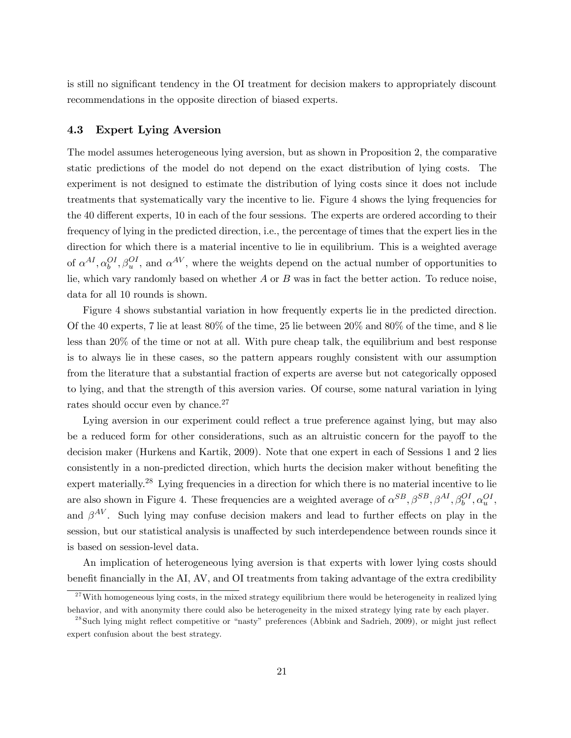is still no significant tendency in the OI treatment for decision makers to appropriately discount recommendations in the opposite direction of biased experts.

### 4.3 Expert Lying Aversion

The model assumes heterogeneous lying aversion, but as shown in Proposition 2, the comparative static predictions of the model do not depend on the exact distribution of lying costs. The experiment is not designed to estimate the distribution of lying costs since it does not include treatments that systematically vary the incentive to lie. Figure 4 shows the lying frequencies for the 40 different experts, 10 in each of the four sessions. The experts are ordered according to their frequency of lying in the predicted direction, i.e., the percentage of times that the expert lies in the direction for which there is a material incentive to lie in equilibrium. This is a weighted average of $\alpha^{AI}, \alpha_b^{OI}, \beta_u^{OI}$, and $\alpha^{AV}$, where the weights depend on the actual number of opportunities to lie, which vary randomly based on whether $A$ or $B$ was in fact the better action. To reduce noise, data for all 10 rounds is shown.

Figure 4 shows substantial variation in how frequently experts lie in the predicted direction. Of the 40 experts, 7 lie at least 80% of the time, 25 lie between 20% and 80% of the time, and 8 lie less than 20% of the time or not at all. With pure cheap talk, the equilibrium and best response is to always lie in these cases, so the pattern appears roughly consistent with our assumption from the literature that a substantial fraction of experts are averse but not categorically opposed to lying, and that the strength of this aversion varies. Of course, some natural variation in lying rates should occur even by chance.[27]

Lying aversion in our experiment could reflect a true preference against lying, but may also be a reduced form for other considerations, such as an altruistic concern for the payoff to the decision maker (Hurkens and Kartik, 2009). Note that one expert in each of Sessions 1 and 2 lies consistently in a non-predicted direction, which hurts the decision maker without benefiting the expert materially.[28] Lying frequencies in a direction for which there is no material incentive to lie are also shown in Figure 4. These frequencies are a weighted average of $\alpha^{SB}, \beta^{SB}, \beta^{AI}, \beta_b^{OI}, \alpha_u^{OI}$, and $\beta^{AV}$. Such lying may confuse decision makers and lead to further effects on play in the session, but our statistical analysis is unaffected by such interdependence between rounds since it is based on session-level data.

An implication of heterogeneous lying aversion is that experts with lower lying costs should benefit financially in the AI, AV, and OI treatments from taking advantage of the extra credibility

[27] With homogeneous lying costs, in the mixed strategy equilibrium there would be heterogeneity in realized lying behavior, and with anonymity there could also be heterogeneity in the mixed strategy lying rate by each player.

[28] Such lying might reflect competitive or "nasty" preferences (Abbink and Sadrieh, 2009), or might just reflect expert confusion about the best strategy.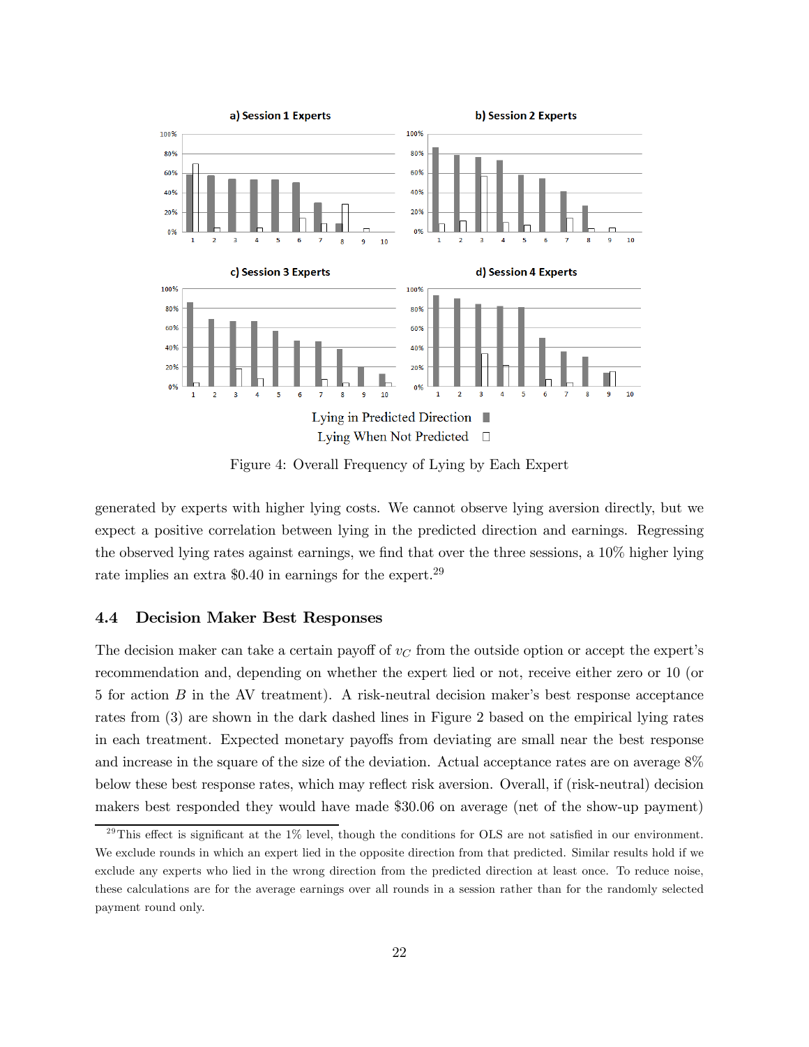Figure 4: Overall Frequency of Lying by Each Expert

generated by experts with higher lying costs. We cannot observe lying aversion directly, but we expect a positive correlation between lying in the predicted direction and earnings. Regressing the observed lying rates against earnings, we find that over the three sessions, a 10% higher lying rate implies an extra \$0.40 in earnings for the expert.[29]

### 4.4 Decision Maker Best Responses

The decision maker can take a certain payoff of $v_C$ from the outside option or accept the expert's recommendation and, depending on whether the expert lied or not, receive either zero or 10 (or 5 for action $B$ in the AV treatment). A risk-neutral decision maker's best response acceptance rates from (3) are shown in the dark dashed lines in Figure 2 based on the empirical lying rates in each treatment. Expected monetary payoffs from deviating are small near the best response and increase in the square of the size of the deviation. Actual acceptance rates are on average 8% below these best response rates, which may reflect risk aversion. Overall, if (risk-neutral) decision makers best responded they would have made \$30.06 on average (net of the show-up payment)

[29] This effect is significant at the 1% level, though the conditions for OLS are not satisfied in our environment. We exclude rounds in which an expert lied in the opposite direction from that predicted. Similar results hold if we exclude any experts who lied in the wrong direction from the predicted direction at least once. To reduce noise, these calculations are for the average earnings over all rounds in a session rather than for the randomly selected payment round only.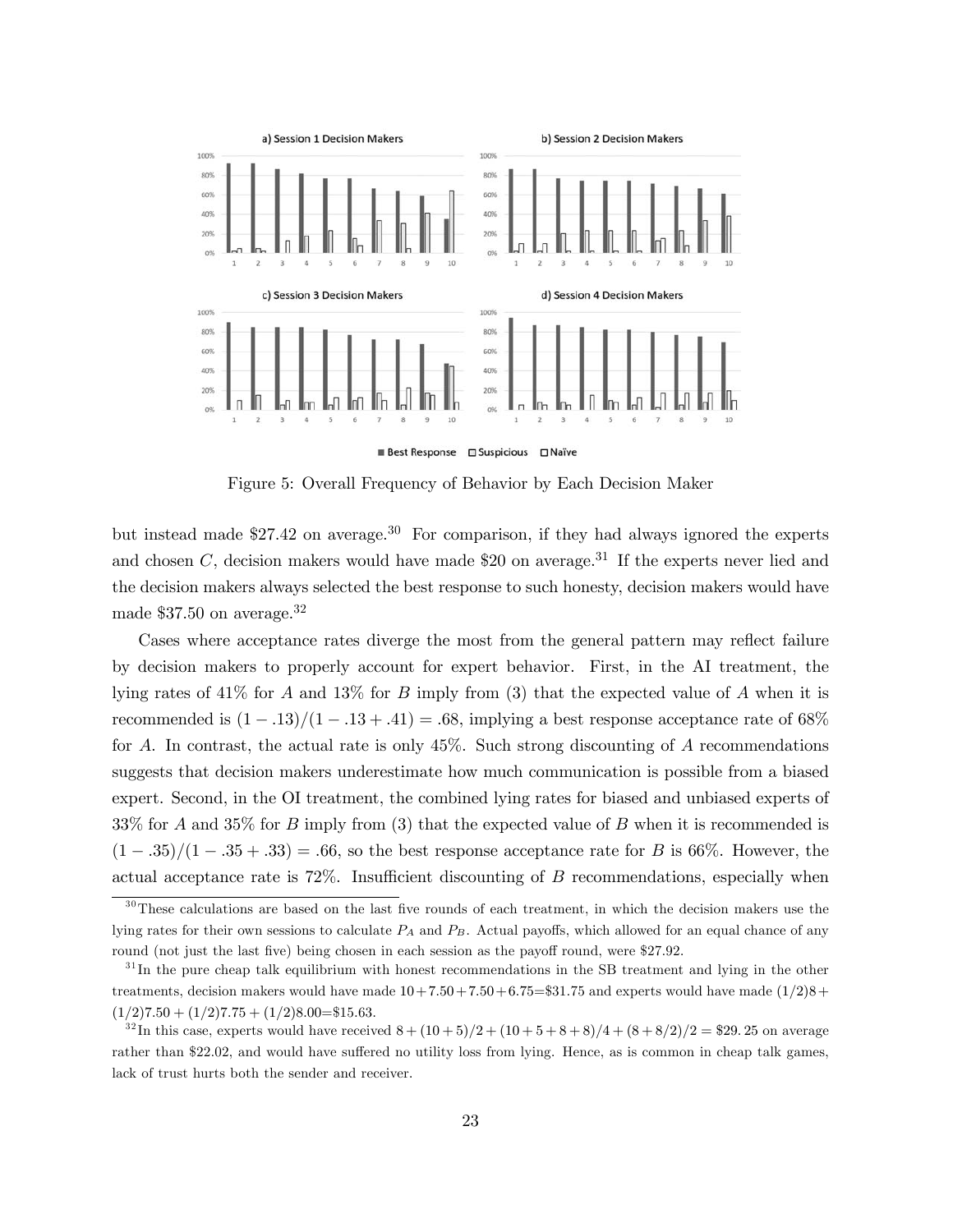Figure 5: Overall Frequency of Behavior by Each Decision Maker

but instead made \$27.42 on average.[30] For comparison, if they had always ignored the experts and chosen $C$, decision makers would have made \$20 on average.[31] If the experts never lied and the decision makers always selected the best response to such honesty, decision makers would have made \$37.50 on average.[32]

Cases where acceptance rates diverge the most from the general pattern may reflect failure by decision makers to properly account for expert behavior. First, in the AI treatment, the lying rates of 41% for $A$ and 13% for $B$ imply from (3) that the expected value of $A$ when it is recommended is $(1 - .13)/(1 - .13 + .41) = .68$, implying a best response acceptance rate of 68% for $A$. In contrast, the actual rate is only 45%. Such strong discounting of $A$ recommendations suggests that decision makers underestimate how much communication is possible from a biased expert. Second, in the OI treatment, the combined lying rates for biased and unbiased experts of 33% for $A$ and 35% for $B$ imply from (3) that the expected value of $B$ when it is recommended is $(1 - .35)/(1 - .35 + .33) = .66$, so the best response acceptance rate for $B$ is 66%. However, the actual acceptance rate is 72%. Insufficient discounting of $B$ recommendations, especially when

[30] These calculations are based on the last five rounds of each treatment, in which the decision makers use the lying rates for their own sessions to calculate $P_A$ and $P_B$. Actual payoffs, which allowed for an equal chance of any round (not just the last five) being chosen in each session as the payoff round, were \$27.92.

[31] In the pure cheap talk equilibrium with honest recommendations in the SB treatment and lying in the other treatments, decision makers would have made $10+7.50+7.50+6.75=$\$31.75 and experts would have made $(1/2)8+(1/2)7.50+(1/2)7.75+(1/2)8.00=$\$15.63.

[32] In this case, experts would have received $8+(10+5)/2+(10+5+8+8)/4+(8+8/2)/2=$ \$29.25 on average rather than \$22.02, and would have suffered no utility loss from lying. Hence, as is common in cheap talk games, lack of trust hurts both the sender and receiver.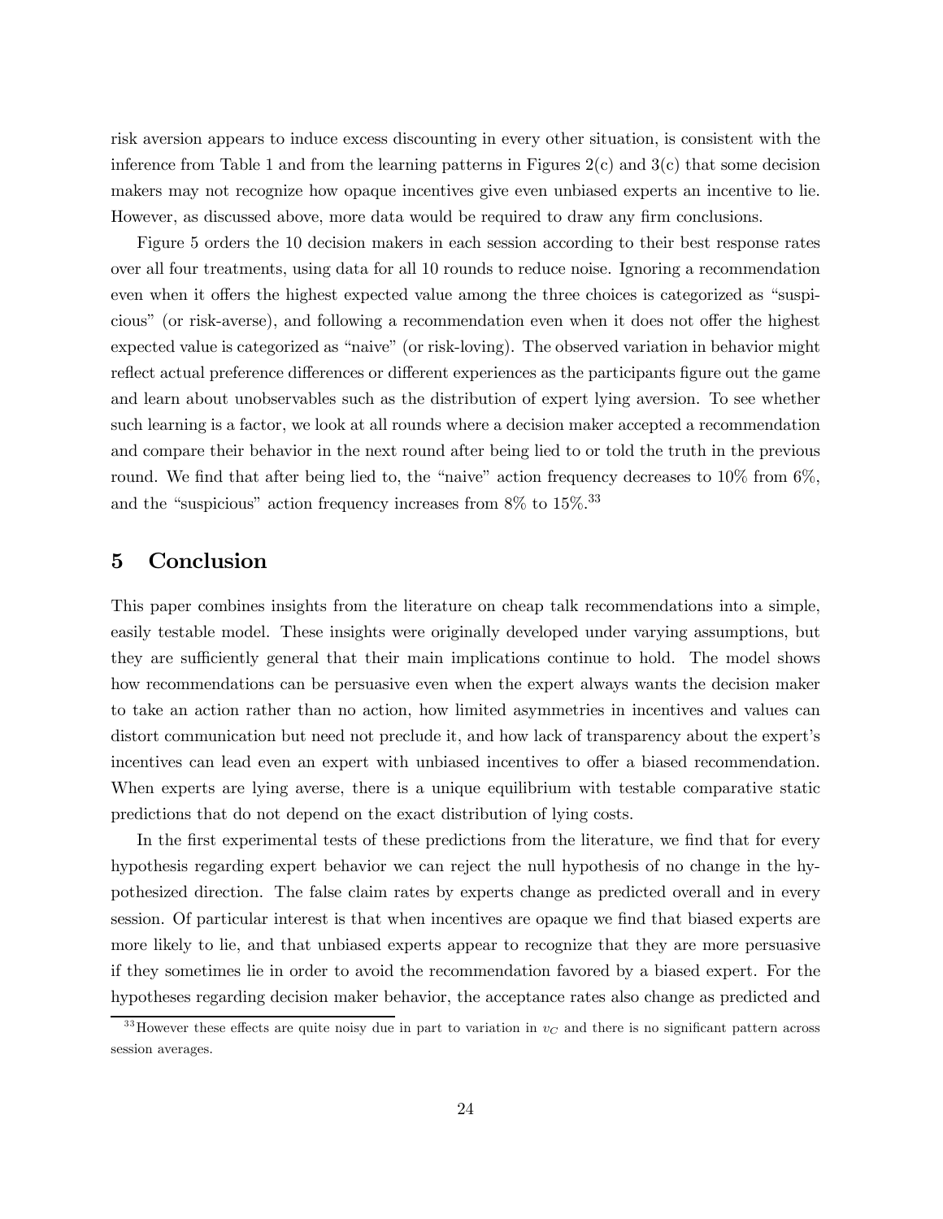risk aversion appears to induce excess discounting in every other situation, is consistent with the inference from Table 1 and from the learning patterns in Figures 2(c) and 3(c) that some decision makers may not recognize how opaque incentives give even unbiased experts an incentive to lie. However, as discussed above, more data would be required to draw any firm conclusions.

Figure 5 orders the 10 decision makers in each session according to their best response rates over all four treatments, using data for all 10 rounds to reduce noise. Ignoring a recommendation even when it offers the highest expected value among the three choices is categorized as "suspicious" (or risk-averse), and following a recommendation even when it does not offer the highest expected value is categorized as "naive" (or risk-loving). The observed variation in behavior might reflect actual preference differences or different experiences as the participants figure out the game and learn about unobservables such as the distribution of expert lying aversion. To see whether such learning is a factor, we look at all rounds where a decision maker accepted a recommendation and compare their behavior in the next round after being lied to or told the truth in the previous round. We find that after being lied to, the "naive" action frequency decreases to 10% from 6%, and the "suspicious" action frequency increases from 8% to 15%.[33]

## 5 Conclusion

This paper combines insights from the literature on cheap talk recommendations into a simple, easily testable model. These insights were originally developed under varying assumptions, but they are sufficiently general that their main implications continue to hold. The model shows how recommendations can be persuasive even when the expert always wants the decision maker to take an action rather than no action, how limited asymmetries in incentives and values can distort communication but need not preclude it, and how lack of transparency about the expert's incentives can lead even an expert with unbiased incentives to offer a biased recommendation. When experts are lying averse, there is a unique equilibrium with testable comparative static predictions that do not depend on the exact distribution of lying costs.

In the first experimental tests of these predictions from the literature, we find that for every hypothesis regarding expert behavior we can reject the null hypothesis of no change in the hypothesized direction. The false claim rates by experts change as predicted overall and in every session. Of particular interest is that when incentives are opaque we find that biased experts are more likely to lie, and that unbiased experts appear to recognize that they are more persuasive if they sometimes lie in order to avoid the recommendation favored by a biased expert. For the hypotheses regarding decision maker behavior, the acceptance rates also change as predicted and

[33] However these effects are quite noisy due in part to variation in $v_C$ and there is no significant pattern across session averages.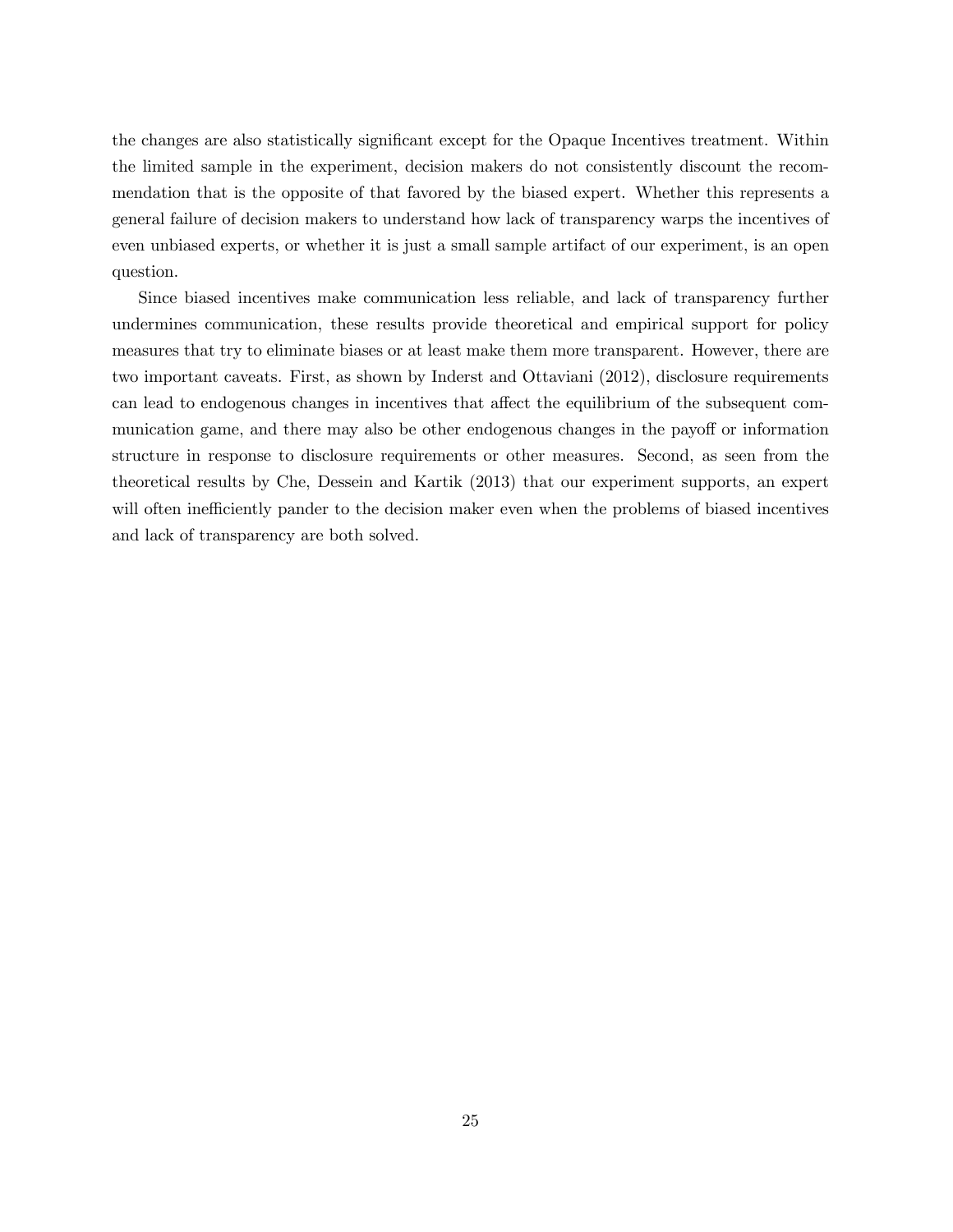the changes are also statistically significant except for the Opaque Incentives treatment. Within the limited sample in the experiment, decision makers do not consistently discount the recommendation that is the opposite of that favored by the biased expert. Whether this represents a general failure of decision makers to understand how lack of transparency warps the incentives of even unbiased experts, or whether it is just a small sample artifact of our experiment, is an open question.

Since biased incentives make communication less reliable, and lack of transparency further undermines communication, these results provide theoretical and empirical support for policy measures that try to eliminate biases or at least make them more transparent. However, there are two important caveats. First, as shown by Inderst and Ottaviani (2012), disclosure requirements can lead to endogenous changes in incentives that affect the equilibrium of the subsequent communication game, and there may also be other endogenous changes in the payoff or information structure in response to disclosure requirements or other measures. Second, as seen from the theoretical results by Che, Dessein and Kartik (2013) that our experiment supports, an expert will often inefficiently pander to the decision maker even when the problems of biased incentives and lack of transparency are both solved.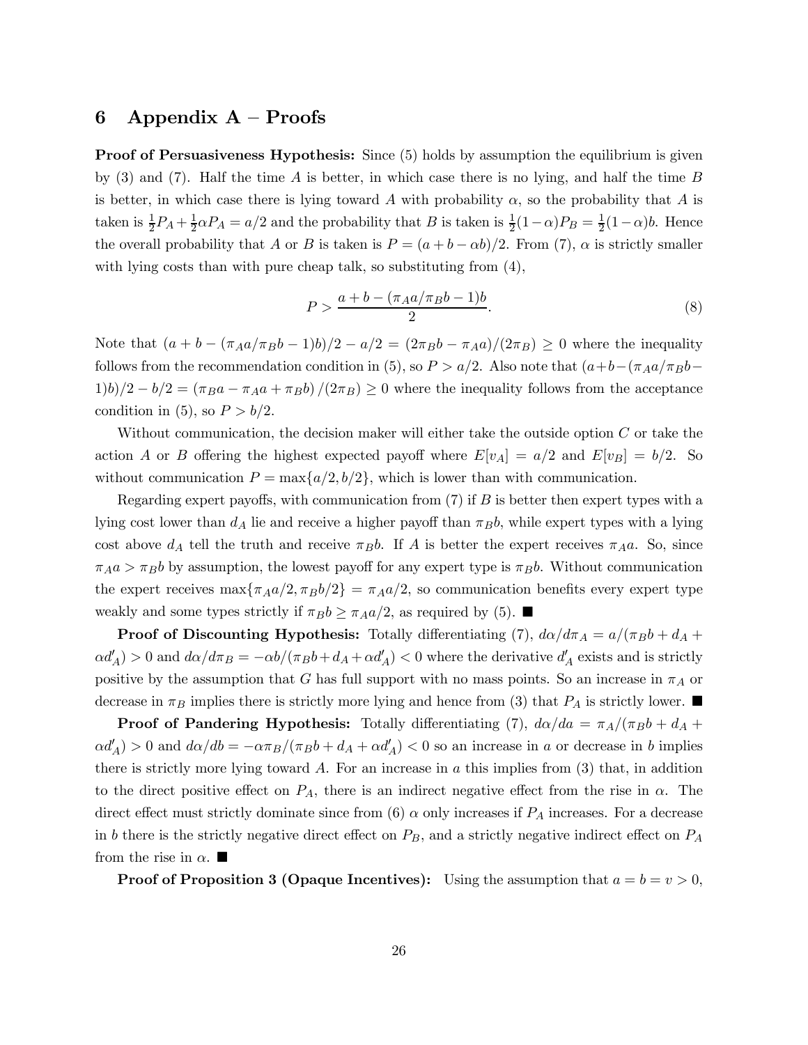## 6 Appendix A – Proofs

**Proof of Persuasiveness Hypothesis:** Since (5) holds by assumption the equilibrium is given by (3) and (7). Half the time $A$ is better, in which case there is no lying, and half the time $B$ is better, in which case there is lying toward $A$ with probability $\alpha$, so the probability that $A$ is taken is $\frac{1}{2}P_A + \frac{1}{2}\alpha P_A = a/2$ and the probability that $B$ is taken is $\frac{1}{2}(1-\alpha)P_B = \frac{1}{2}(1-\alpha)b$. Hence the overall probability that $A$ or $B$ is taken is $P = (a + b - \alpha b)/2$. From (7), $\alpha$ is strictly smaller with lying costs than with pure cheap talk, so substituting from (4),

$$P > \frac{a + b - (\pi_A a/\pi_B b - 1)b}{2}. \tag{8}$$

Note that $(a + b - (\pi_A a/\pi_B b - 1)b)/2 - a/2 = (2\pi_B b - \pi_A a)/(2\pi_B) \geq 0$ where the inequality follows from the recommendation condition in (5), so $P > a/2$. Also note that $(a+b-(\pi_A a/\pi_B b - 1)b)/2 - b/2 = (\pi_B a - \pi_A a + \pi_B b)/(2\pi_B) \geq 0$ where the inequality follows from the acceptance condition in (5), so $P > b/2$.

Without communication, the decision maker will either take the outside option $C$ or take the action $A$ or $B$ offering the highest expected payoff where $E[v_A] = a/2$ and $E[v_B] = b/2$. So without communication $P = \max\{a/2, b/2\}$, which is lower than with communication.

Regarding expert payoffs, with communication from (7) if $B$ is better then expert types with a lying cost lower than $d_A$ lie and receive a higher payoff than $\pi_B b$, while expert types with a lying cost above $d_A$ tell the truth and receive $\pi_B b$. If $A$ is better the expert receives $\pi_A a$. So, since $\pi_A a > \pi_B b$ by assumption, the lowest payoff for any expert type is $\pi_B b$. Without communication the expert receives $\max\{\pi_A a/2, \pi_B b/2\} = \pi_A a/2$, so communication benefits every expert type weakly and some types strictly if $\pi_B b \geq \pi_A a/2$, as required by (5). ■

**Proof of Discounting Hypothesis:** Totally differentiating (7), $d\alpha/d\pi_A = a/(\pi_B b + d_A + \alpha d_A') > 0$ and $d\alpha/d\pi_B = -\alpha b/(\pi_B b + d_A + \alpha d_A') < 0$ where the derivative $d_A'$ exists and is strictly positive by the assumption that $G$ has full support with no mass points. So an increase in $\pi_A$ or decrease in $\pi_B$ implies there is strictly more lying and hence from (3) that $P_A$ is strictly lower. ■

**Proof of Pandering Hypothesis:** Totally differentiating (7), $d\alpha/da = \pi_A/(\pi_B b + d_A + \alpha d_A') > 0$ and $d\alpha/db = -\alpha\pi_B/(\pi_B b + d_A + \alpha d_A') < 0$ so an increase in $a$ or decrease in $b$ implies there is strictly more lying toward $A$. For an increase in $a$ this implies from (3) that, in addition to the direct positive effect on $P_A$, there is an indirect negative effect from the rise in $\alpha$. The direct effect must strictly dominate since from (6) $\alpha$ only increases if $P_A$ increases. For a decrease in $b$ there is the strictly negative direct effect on $P_B$, and a strictly negative indirect effect on $P_A$ from the rise in $\alpha$. ■

**Proof of Proposition 3 (Opaque Incentives):** Using the assumption that $a = b = v > 0$,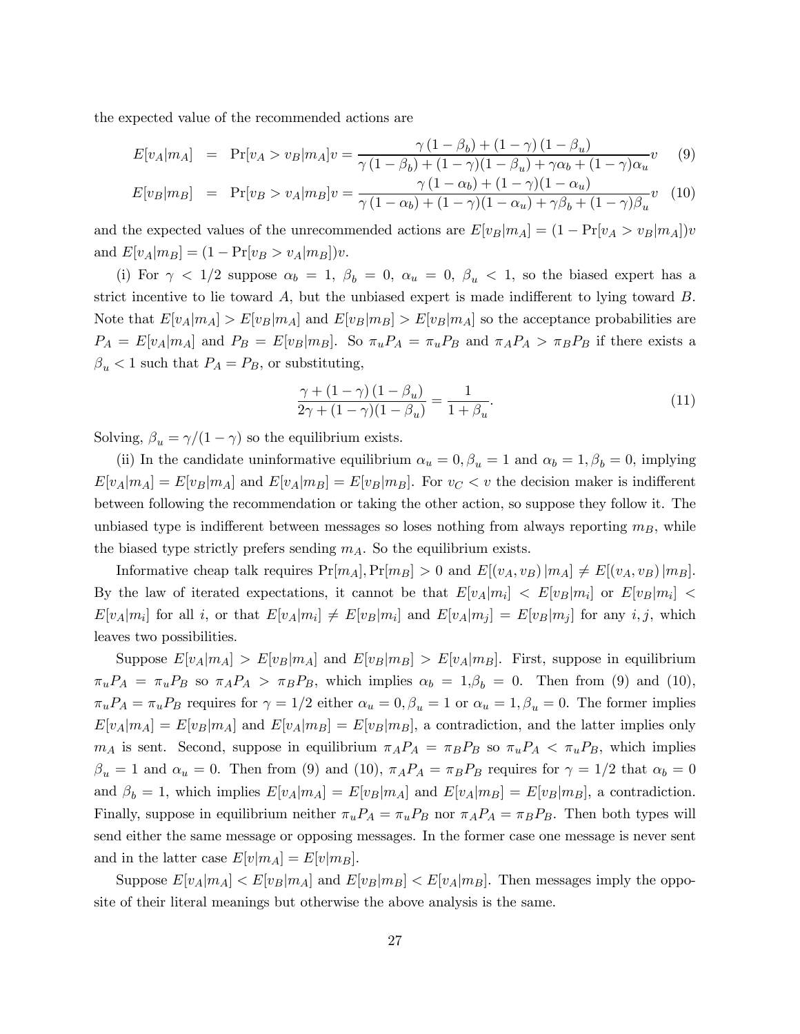the expected value of the recommended actions are

$$E[v_A|m_A] = \Pr[v_A > v_B|m_A]v = \frac{\gamma(1-\beta_b) + (1-\gamma)(1-\beta_u)}{\gamma(1-\beta_b) + (1-\gamma)(1-\beta_u) + \gamma\alpha_b + (1-\gamma)\alpha_u}v \quad (9)$$

$$E[v_B|m_B] = \Pr[v_B > v_A|m_B]v = \frac{\gamma(1-\alpha_b) + (1-\gamma)(1-\alpha_u)}{\gamma(1-\alpha_b) + (1-\gamma)(1-\alpha_u) + \gamma\beta_b + (1-\gamma)\beta_u}v \quad (10)$$

and the expected values of the unrecommended actions are $E[v_B|m_A] = (1 - \Pr[v_A > v_B|m_A])v$ and $E[v_A|m_B] = (1 - \Pr[v_B > v_A|m_B])v$.

(i) For $\gamma < 1/2$ suppose $\alpha_b = 1$, $\beta_b = 0$, $\alpha_u = 0$, $\beta_u < 1$, so the biased expert has a strict incentive to lie toward $A$, but the unbiased expert is made indifferent to lying toward $B$. Note that $E[v_A|m_A] > E[v_B|m_A]$ and $E[v_B|m_B] > E[v_B|m_A]$ so the acceptance probabilities are $P_A = E[v_A|m_A]$ and $P_B = E[v_B|m_B]$. So $\pi_u P_A = \pi_u P_B$ and $\pi_A P_A > \pi_B P_B$ if there exists a $\beta_u < 1$ such that $P_A = P_B$, or substituting,

$$\frac{\gamma + (1-\gamma)(1-\beta_u)}{2\gamma + (1-\gamma)(1-\beta_u)} = \frac{1}{1+\beta_u}. \quad (11)$$

Solving, $\beta_u = \gamma/(1-\gamma)$ so the equilibrium exists.

(ii) In the candidate uninformative equilibrium $\alpha_u = 0, \beta_u = 1$ and $\alpha_b = 1, \beta_b = 0$, implying $E[v_A|m_A] = E[v_B|m_A]$ and $E[v_A|m_B] = E[v_B|m_B]$. For $v_C < v$ the decision maker is indifferent between following the recommendation or taking the other action, so suppose they follow it. The unbiased type is indifferent between messages so loses nothing from always reporting $m_B$, while the biased type strictly prefers sending $m_A$. So the equilibrium exists.

Informative cheap talk requires $\Pr[m_A], \Pr[m_B] > 0$ and $E[(v_A, v_B)|m_A] \neq E[(v_A, v_B)|m_B]$. By the law of iterated expectations, it cannot be that $E[v_A|m_i] < E[v_B|m_i]$ or $E[v_B|m_i] < E[v_A|m_i]$ for all $i$, or that $E[v_A|m_i] \neq E[v_B|m_i]$ and $E[v_A|m_j] = E[v_B|m_j]$ for any $i, j$, which leaves two possibilities.

Suppose $E[v_A|m_A] > E[v_B|m_A]$ and $E[v_B|m_B] > E[v_A|m_B]$. First, suppose in equilibrium $\pi_u P_A = \pi_u P_B$ so $\pi_A P_A > \pi_B P_B$, which implies $\alpha_b = 1, \beta_b = 0$. Then from (9) and (10), $\pi_u P_A = \pi_u P_B$ requires for $\gamma = 1/2$ either $\alpha_u = 0, \beta_u = 1$ or $\alpha_u = 1, \beta_u = 0$. The former implies $E[v_A|m_A] = E[v_B|m_A]$ and $E[v_A|m_B] = E[v_B|m_B]$, a contradiction, and the latter implies only $m_A$ is sent. Second, suppose in equilibrium $\pi_A P_A = \pi_B P_B$ so $\pi_u P_A < \pi_u P_B$, which implies $\beta_u = 1$ and $\alpha_u = 0$. Then from (9) and (10), $\pi_A P_A = \pi_B P_B$ requires for $\gamma = 1/2$ that $\alpha_b = 0$ and $\beta_b = 1$, which implies $E[v_A|m_A] = E[v_B|m_A]$ and $E[v_A|m_B] = E[v_B|m_B]$, a contradiction. Finally, suppose in equilibrium neither $\pi_u P_A = \pi_u P_B$ nor $\pi_A P_A = \pi_B P_B$. Then both types will send either the same message or opposing messages. In the former case one message is never sent and in the latter case $E[v|m_A] = E[v|m_B]$.

Suppose $E[v_A|m_A] < E[v_B|m_A]$ and $E[v_B|m_B] < E[v_A|m_B]$. Then messages imply the opposite of their literal meanings but otherwise the above analysis is the same.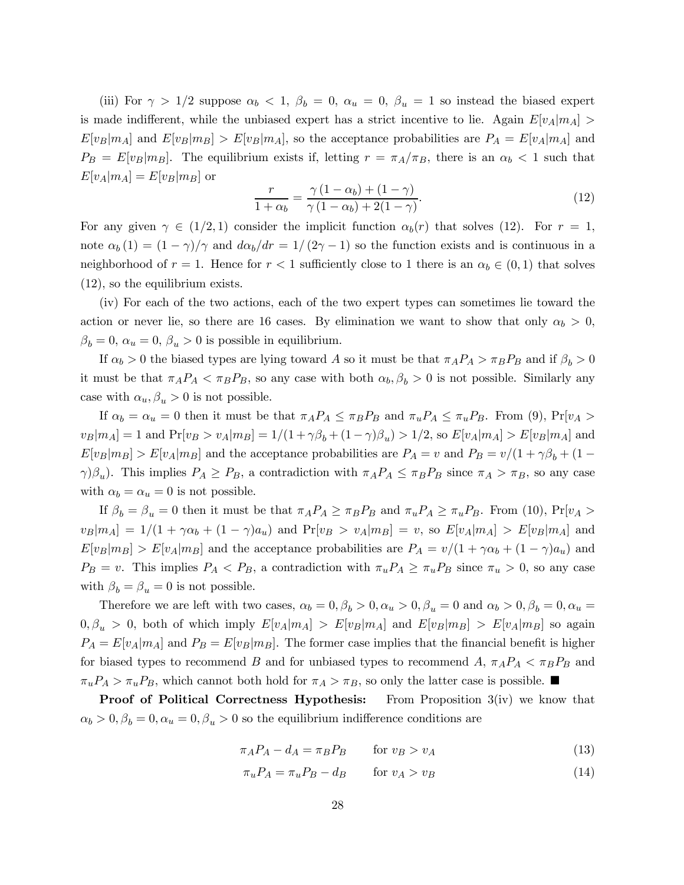(iii) For $\gamma > 1/2$ suppose $\alpha_b < 1$, $\beta_b = 0$, $\alpha_u = 0$, $\beta_u = 1$ so instead the biased expert is made indifferent, while the unbiased expert has a strict incentive to lie. Again $E[v_A|m_A] > E[v_B|m_A]$ and $E[v_B|m_B] > E[v_B|m_A]$, so the acceptance probabilities are $P_A = E[v_A|m_A]$ and $P_B = E[v_B|m_B]$. The equilibrium exists if, letting $r = \pi_A/\pi_B$, there is an $\alpha_b < 1$ such that $E[v_A|m_A] = E[v_B|m_B]$ or

$$\frac{r}{1+\alpha_b} = \frac{\gamma(1-\alpha_b) + (1-\gamma)}{\gamma(1-\alpha_b) + 2(1-\gamma)}. \tag{12}$$

For any given $\gamma \in (1/2, 1)$ consider the implicit function $\alpha_b(r)$ that solves (12). For $r = 1$, note $\alpha_b(1) = (1-\gamma)/\gamma$ and $d\alpha_b/dr = 1/(2\gamma - 1)$ so the function exists and is continuous in a neighborhood of $r = 1$. Hence for $r < 1$ sufficiently close to 1 there is an $\alpha_b \in (0, 1)$ that solves (12), so the equilibrium exists.

(iv) For each of the two actions, each of the two expert types can sometimes lie toward the action or never lie, so there are 16 cases. By elimination we want to show that only $\alpha_b > 0$, $\beta_b = 0$, $\alpha_u = 0$, $\beta_u > 0$ is possible in equilibrium.

If $\alpha_b > 0$ the biased types are lying toward $A$ so it must be that $\pi_A P_A > \pi_B P_B$ and if $\beta_b > 0$ it must be that $\pi_A P_A < \pi_B P_B$, so any case with both $\alpha_b, \beta_b > 0$ is not possible. Similarly any case with $\alpha_u, \beta_u > 0$ is not possible.

If $\alpha_b = \alpha_u = 0$ then it must be that $\pi_A P_A \leq \pi_B P_B$ and $\pi_u P_A \leq \pi_u P_B$. From (9), $\Pr[v_A > v_B|m_A] = 1$ and $\Pr[v_B > v_A|m_B] = 1/(1+\gamma\beta_b + (1-\gamma)\beta_u) > 1/2$, so $E[v_A|m_A] > E[v_B|m_A]$ and $E[v_B|m_B] > E[v_A|m_B]$ and the acceptance probabilities are $P_A = v$ and $P_B = v/(1+\gamma\beta_b + (1-\gamma)\beta_u)$. This implies $P_A \geq P_B$, a contradiction with $\pi_A P_A \leq \pi_B P_B$ since $\pi_A > \pi_B$, so any case with $\alpha_b = \alpha_u = 0$ is not possible.

If $\beta_b = \beta_u = 0$ then it must be that $\pi_A P_A \geq \pi_B P_B$ and $\pi_u P_A \geq \pi_u P_B$. From (10), $\Pr[v_A > v_B|m_A] = 1/(1+\gamma\alpha_b + (1-\gamma)a_u)$ and $\Pr[v_B > v_A|m_B] = v$, so $E[v_A|m_A] > E[v_B|m_A]$ and $E[v_B|m_B] > E[v_A|m_B]$ and the acceptance probabilities are $P_A = v/(1+\gamma\alpha_b + (1-\gamma)a_u)$ and $P_B = v$. This implies $P_A < P_B$, a contradiction with $\pi_u P_A \geq \pi_u P_B$ since $\pi_u > 0$, so any case with $\beta_b = \beta_u = 0$ is not possible.

Therefore we are left with two cases, $\alpha_b = 0, \beta_b > 0, \alpha_u > 0, \beta_u = 0$ and $\alpha_b > 0, \beta_b = 0, \alpha_u = 0, \beta_u > 0$, both of which imply $E[v_A|m_A] > E[v_B|m_A]$ and $E[v_B|m_B] > E[v_A|m_B]$ so again $P_A = E[v_A|m_A]$ and $P_B = E[v_B|m_B]$. The former case implies that the financial benefit is higher for biased types to recommend $B$ and for unbiased types to recommend $A$, $\pi_A P_A < \pi_B P_B$ and $\pi_u P_A > \pi_u P_B$, which cannot both hold for $\pi_A > \pi_B$, so only the latter case is possible. ■

**Proof of Political Correctness Hypothesis:** From Proposition 3(iv) we know that $\alpha_b > 0, \beta_b = 0, \alpha_u = 0, \beta_u > 0$ so the equilibrium indifference conditions are

$$\pi_A P_A - d_A = \pi_B P_B \qquad \text{for } v_B > v_A \tag{13}$$

$$\pi_u P_A = \pi_u P_B - d_B \qquad \text{for } v_A > v_B \tag{14}$$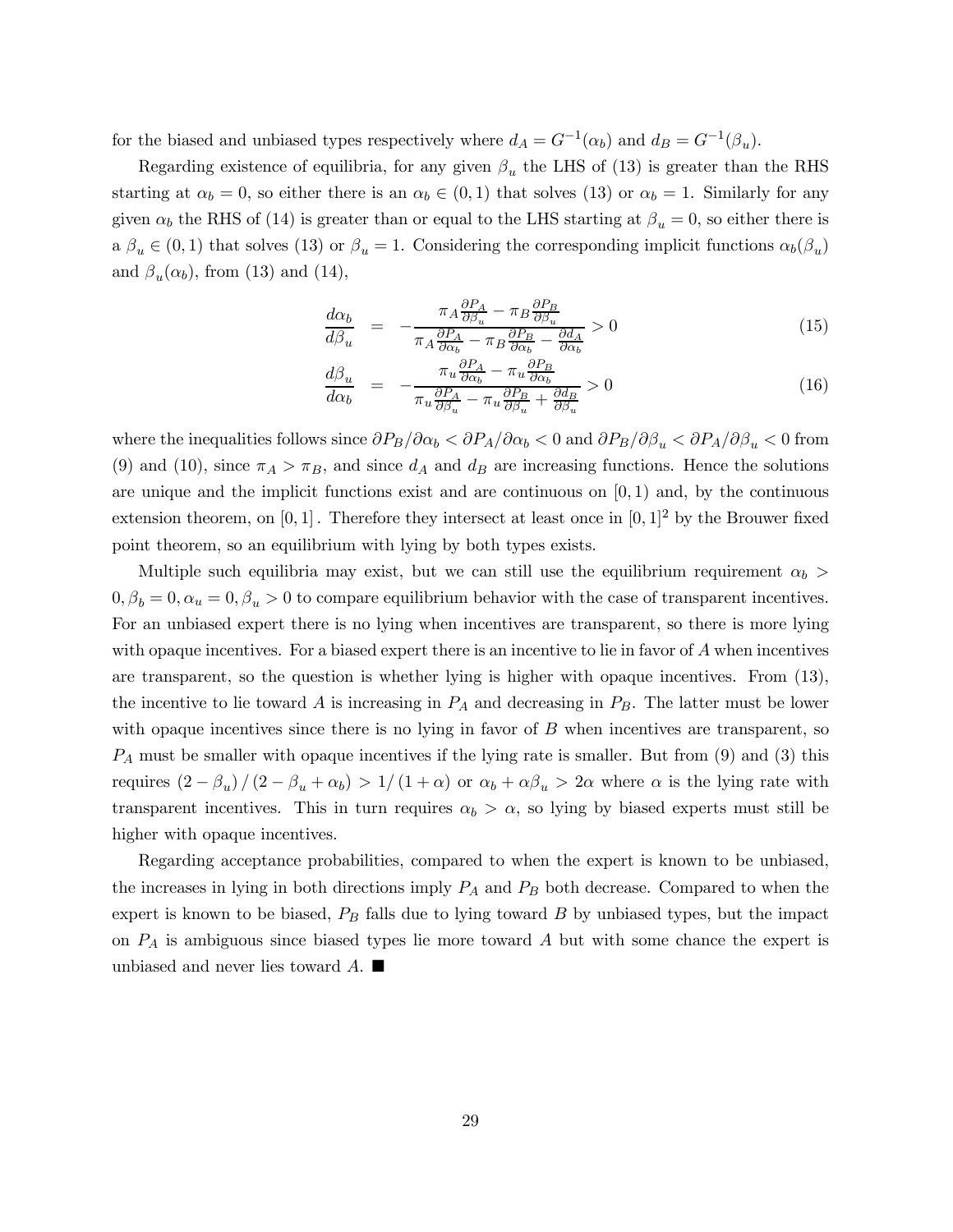for the biased and unbiased types respectively where $d_A = G^{-1}(\alpha_b)$ and $d_B = G^{-1}(\beta_u)$.

Regarding existence of equilibria, for any given $\beta_u$ the LHS of (13) is greater than the RHS starting at $\alpha_b = 0$, so either there is an $\alpha_b \in (0,1)$ that solves (13) or $\alpha_b = 1$. Similarly for any given $\alpha_b$ the RHS of (14) is greater than or equal to the LHS starting at $\beta_u = 0$, so either there is a $\beta_u \in (0,1)$ that solves (13) or $\beta_u = 1$. Considering the corresponding implicit functions $\alpha_b(\beta_u)$ and $\beta_u(\alpha_b)$, from (13) and (14),

$$\frac{d\alpha_b}{d\beta_u} = -\frac{\pi_A \frac{\partial P_A}{\partial \beta_u} - \pi_B \frac{\partial P_B}{\partial \beta_u}}{\pi_A \frac{\partial P_A}{\partial \alpha_b} - \pi_B \frac{\partial P_B}{\partial \alpha_b} - \frac{\partial d_A}{\partial \alpha_b}} > 0 \tag{15}$$

$$\frac{d\beta_u}{d\alpha_b} = -\frac{\pi_u \frac{\partial P_A}{\partial \alpha_b} - \pi_u \frac{\partial P_B}{\partial \alpha_b}}{\pi_u \frac{\partial P_A}{\partial \beta_u} - \pi_u \frac{\partial P_B}{\partial \beta_u} + \frac{\partial d_B}{\partial \beta_u}} > 0 \tag{16}$$

where the inequalities follows since $\partial P_B/\partial\alpha_b < \partial P_A/\partial\alpha_b < 0$ and $\partial P_B/\partial\beta_u < \partial P_A/\partial\beta_u < 0$ from (9) and (10), since $\pi_A > \pi_B$, and since $d_A$ and $d_B$ are increasing functions. Hence the solutions are unique and the implicit functions exist and are continuous on $[0,1)$ and, by the continuous extension theorem, on $[0,1]$. Therefore they intersect at least once in $[0,1]^2$ by the Brouwer fixed point theorem, so an equilibrium with lying by both types exists.

Multiple such equilibria may exist, but we can still use the equilibrium requirement $\alpha_b > 0, \beta_b = 0, \alpha_u = 0, \beta_u > 0$ to compare equilibrium behavior with the case of transparent incentives. For an unbiased expert there is no lying when incentives are transparent, so there is more lying with opaque incentives. For a biased expert there is an incentive to lie in favor of $A$ when incentives are transparent, so the question is whether lying is higher with opaque incentives. From (13), the incentive to lie toward $A$ is increasing in $P_A$ and decreasing in $P_B$. The latter must be lower with opaque incentives since there is no lying in favor of $B$ when incentives are transparent, so $P_A$ must be smaller with opaque incentives if the lying rate is smaller. But from (9) and (3) this requires $(2-\beta_u)/(2-\beta_u+\alpha_b) > 1/(1+\alpha)$ or $\alpha_b + \alpha\beta_u > 2\alpha$ where $\alpha$ is the lying rate with transparent incentives. This in turn requires $\alpha_b > \alpha$, so lying by biased experts must still be higher with opaque incentives.

Regarding acceptance probabilities, compared to when the expert is known to be unbiased, the increases in lying in both directions imply $P_A$ and $P_B$ both decrease. Compared to when the expert is known to be biased, $P_B$ falls due to lying toward $B$ by unbiased types, but the impact on $P_A$ is ambiguous since biased types lie more toward $A$ but with some chance the expert is unbiased and never lies toward $A$. ■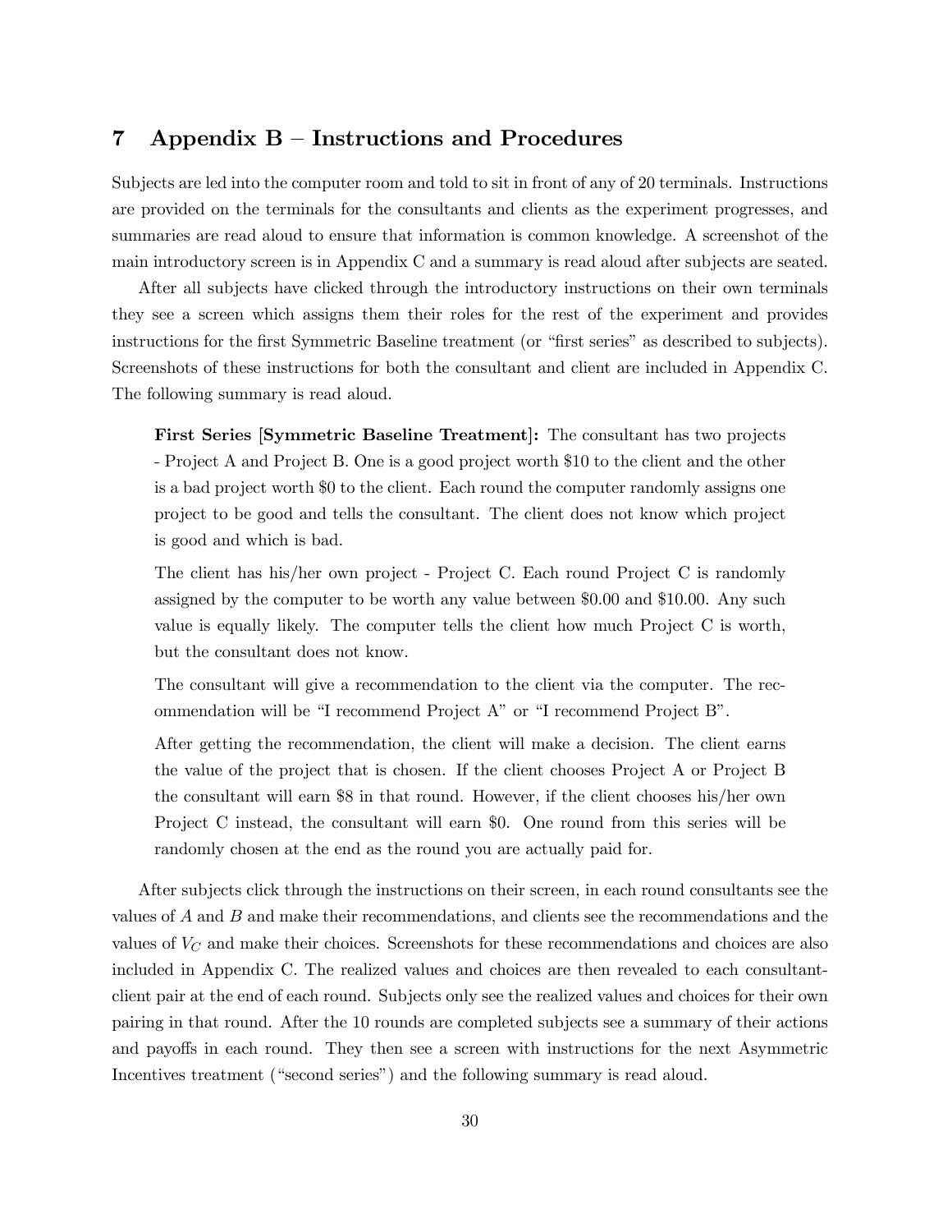# 7 Appendix B – Instructions and Procedures

Subjects are led into the computer room and told to sit in front of any of 20 terminals. Instructions are provided on the terminals for the consultants and clients as the experiment progresses, and summaries are read aloud to ensure that information is common knowledge. A screenshot of the main introductory screen is in Appendix C and a summary is read aloud after subjects are seated.

After all subjects have clicked through the introductory instructions on their own terminals they see a screen which assigns them their roles for the rest of the experiment and provides instructions for the first Symmetric Baseline treatment (or "first series" as described to subjects). Screenshots of these instructions for both the consultant and client are included in Appendix C. The following summary is read aloud.

> **First Series [Symmetric Baseline Treatment]:** The consultant has two projects - Project A and Project B. One is a good project worth \$10 to the client and the other is a bad project worth \$0 to the client. Each round the computer randomly assigns one project to be good and tells the consultant. The client does not know which project is good and which is bad.
>
> The client has his/her own project - Project C. Each round Project C is randomly assigned by the computer to be worth any value between \$0.00 and \$10.00. Any such value is equally likely. The computer tells the client how much Project C is worth, but the consultant does not know.
>
> The consultant will give a recommendation to the client via the computer. The recommendation will be "I recommend Project A" or "I recommend Project B".
>
> After getting the recommendation, the client will make a decision. The client earns the value of the project that is chosen. If the client chooses Project A or Project B the consultant will earn \$8 in that round. However, if the client chooses his/her own Project C instead, the consultant will earn \$0. One round from this series will be randomly chosen at the end as the round you are actually paid for.

After subjects click through the instructions on their screen, in each round consultants see the values of $A$ and $B$ and make their recommendations, and clients see the recommendations and the values of $V_C$ and make their choices. Screenshots for these recommendations and choices are also included in Appendix C. The realized values and choices are then revealed to each consultant-client pair at the end of each round. Subjects only see the realized values and choices for their own pairing in that round. After the 10 rounds are completed subjects see a summary of their actions and payoffs in each round. They then see a screen with instructions for the next Asymmetric Incentives treatment ("second series") and the following summary is read aloud.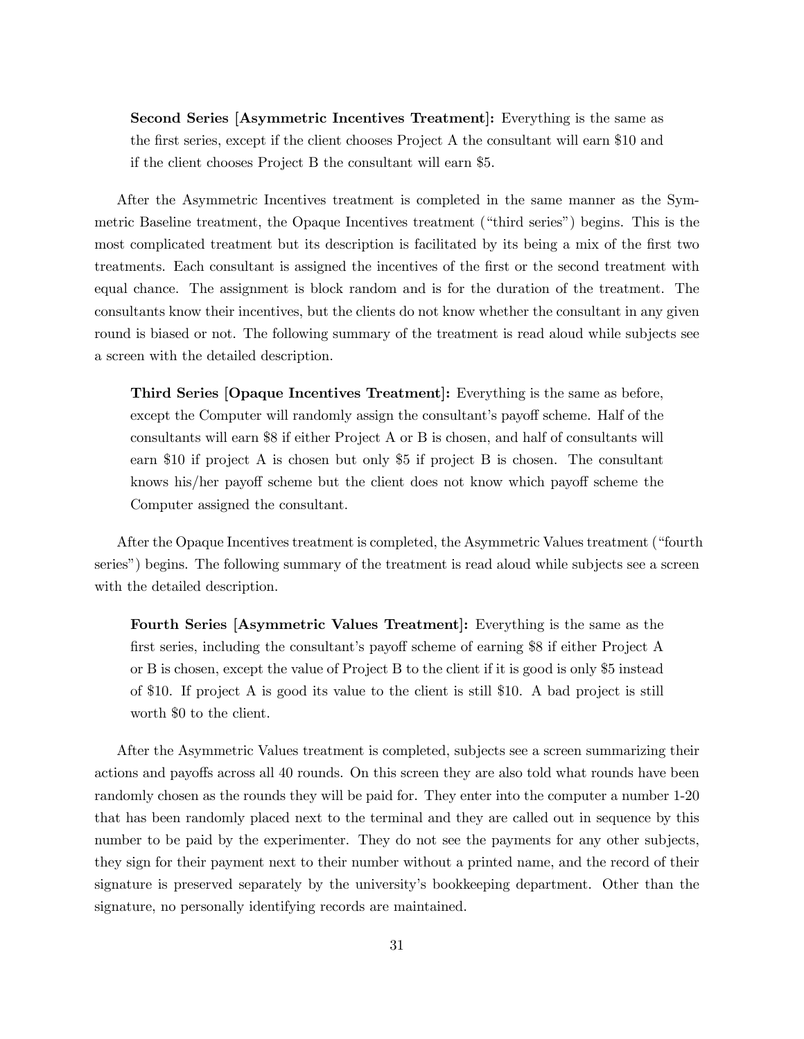**Second Series [Asymmetric Incentives Treatment]:** Everything is the same as the first series, except if the client chooses Project A the consultant will earn $10 and if the client chooses Project B the consultant will earn $5.

After the Asymmetric Incentives treatment is completed in the same manner as the Symmetric Baseline treatment, the Opaque Incentives treatment ("third series") begins. This is the most complicated treatment but its description is facilitated by its being a mix of the first two treatments. Each consultant is assigned the incentives of the first or the second treatment with equal chance. The assignment is block random and is for the duration of the treatment. The consultants know their incentives, but the clients do not know whether the consultant in any given round is biased or not. The following summary of the treatment is read aloud while subjects see a screen with the detailed description.

**Third Series [Opaque Incentives Treatment]:** Everything is the same as before, except the Computer will randomly assign the consultant's payoff scheme. Half of the consultants will earn $8 if either Project A or B is chosen, and half of consultants will earn $10 if project A is chosen but only $5 if project B is chosen. The consultant knows his/her payoff scheme but the client does not know which payoff scheme the Computer assigned the consultant.

After the Opaque Incentives treatment is completed, the Asymmetric Values treatment ("fourth series") begins. The following summary of the treatment is read aloud while subjects see a screen with the detailed description.

**Fourth Series [Asymmetric Values Treatment]:** Everything is the same as the first series, including the consultant's payoff scheme of earning $8 if either Project A or B is chosen, except the value of Project B to the client if it is good is only $5 instead of $10. If project A is good its value to the client is still $10. A bad project is still worth $0 to the client.

After the Asymmetric Values treatment is completed, subjects see a screen summarizing their actions and payoffs across all 40 rounds. On this screen they are also told what rounds have been randomly chosen as the rounds they will be paid for. They enter into the computer a number 1-20 that has been randomly placed next to the terminal and they are called out in sequence by this number to be paid by the experimenter. They do not see the payments for any other subjects, they sign for their payment next to their number without a printed name, and the record of their signature is preserved separately by the university's bookkeeping department. Other than the signature, no personally identifying records are maintained.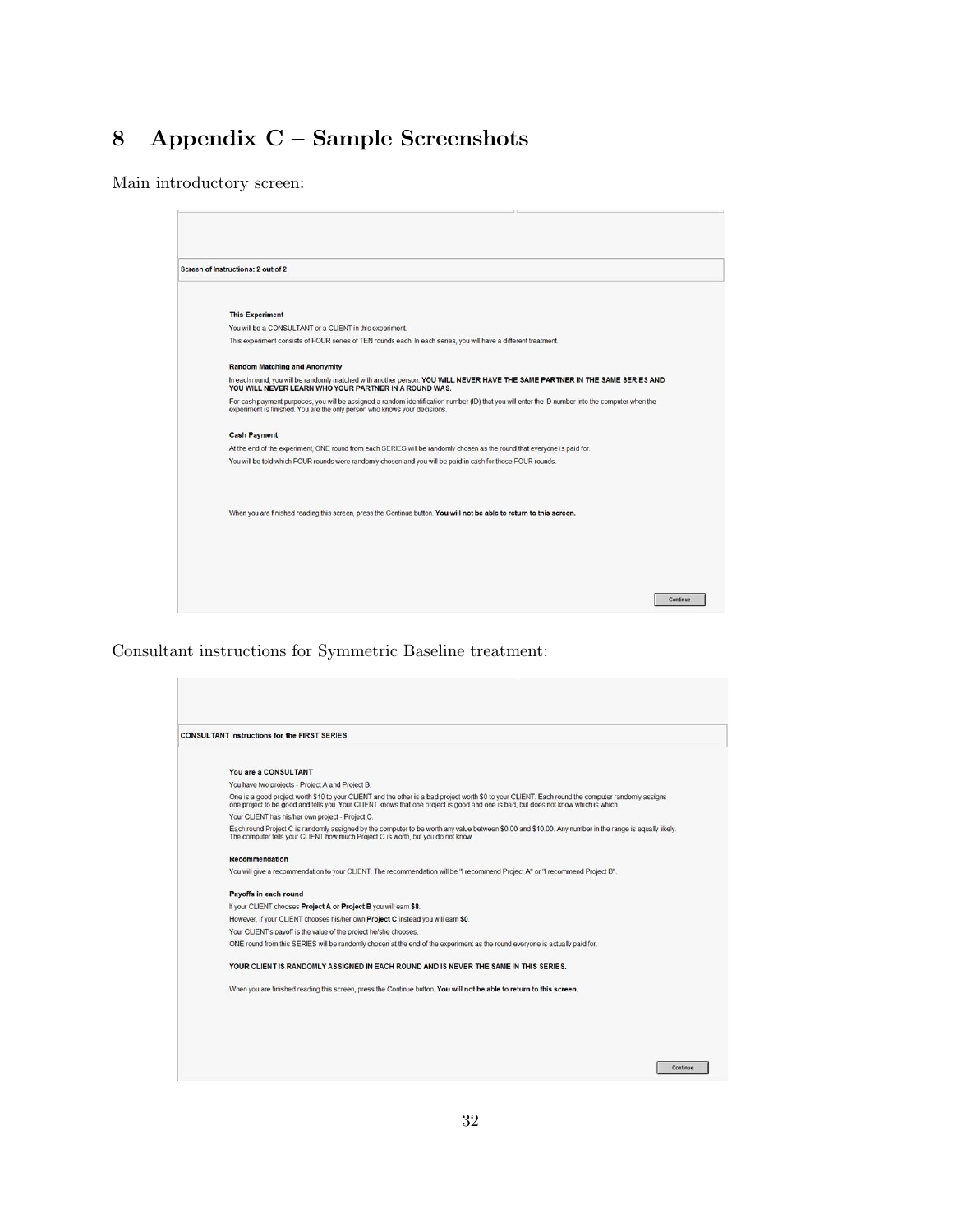# 8 Appendix C – Sample Screenshots

Main introductory screen:

Screen of Instructions: 2 out of 2

**This Experiment**

You will be a CONSULTANT or a CLIENT in this experiment.

This experiment consists of FOUR series of TEN rounds each. In each series, you will have a different treatment.

**Random Matching and Anonymity**

In each round, you will be randomly matched with another person. **YOU WILL NEVER HAVE THE SAME PARTNER IN THE SAME SERIES AND YOU WILL NEVER LEARN WHO YOUR PARTNER IN A ROUND WAS.**

For cash payment purposes, you will be assigned a random identification number (ID) that you will enter the ID number into the computer when the experiment is finished. You are the only person who knows your decisions.

**Cash Payment**

At the end of the experiment, ONE round from each SERIES will be randomly chosen as the round that everyone is paid for.

You will be told which FOUR rounds were randomly chosen and you will be paid in cash for those FOUR rounds.

When you are finished reading this screen, press the Continue button. **You will not be able to return to this screen.**

Continue

Consultant instructions for Symmetric Baseline treatment:

CONSULTANT Instructions for the FIRST SERIES

**You are a CONSULTANT**

You have two projects - Project A and Project B.

One is a good project worth \$10 to your CLIENT and the other is a bad project worth \$0 to your CLIENT. Each round the computer randomly assigns one project to be good and tells you. Your CLIENT knows that one project is good and one is bad, but does not know which is which.

Your CLIENT has his/her own project - Project C.

Each round Project C is randomly assigned by the computer to be worth any value between \$0.00 and \$10.00. Any number in the range is equally likely. The computer tells your CLIENT how much Project C is worth, but you do not know.

**Recommendation**

You will give a recommendation to your CLIENT. The recommendation will be "I recommend Project A" or "I recommend Project B".

**Payoffs in each round**

If your CLIENT chooses **Project A or Project B** you will earn **\$8**.

However, if your CLIENT chooses his/her own **Project C** instead you will earn **\$0**.

Your CLIENT's payoff is the value of the project he/she chooses.

ONE round from this SERIES will be randomly chosen at the end of the experiment as the round everyone is actually paid for.

**YOUR CLIENT IS RANDOMLY ASSIGNED IN EACH ROUND AND IS NEVER THE SAME IN THIS SERIES.**

When you are finished reading this screen, press the Continue button. **You will not be able to return to this screen.**

Continue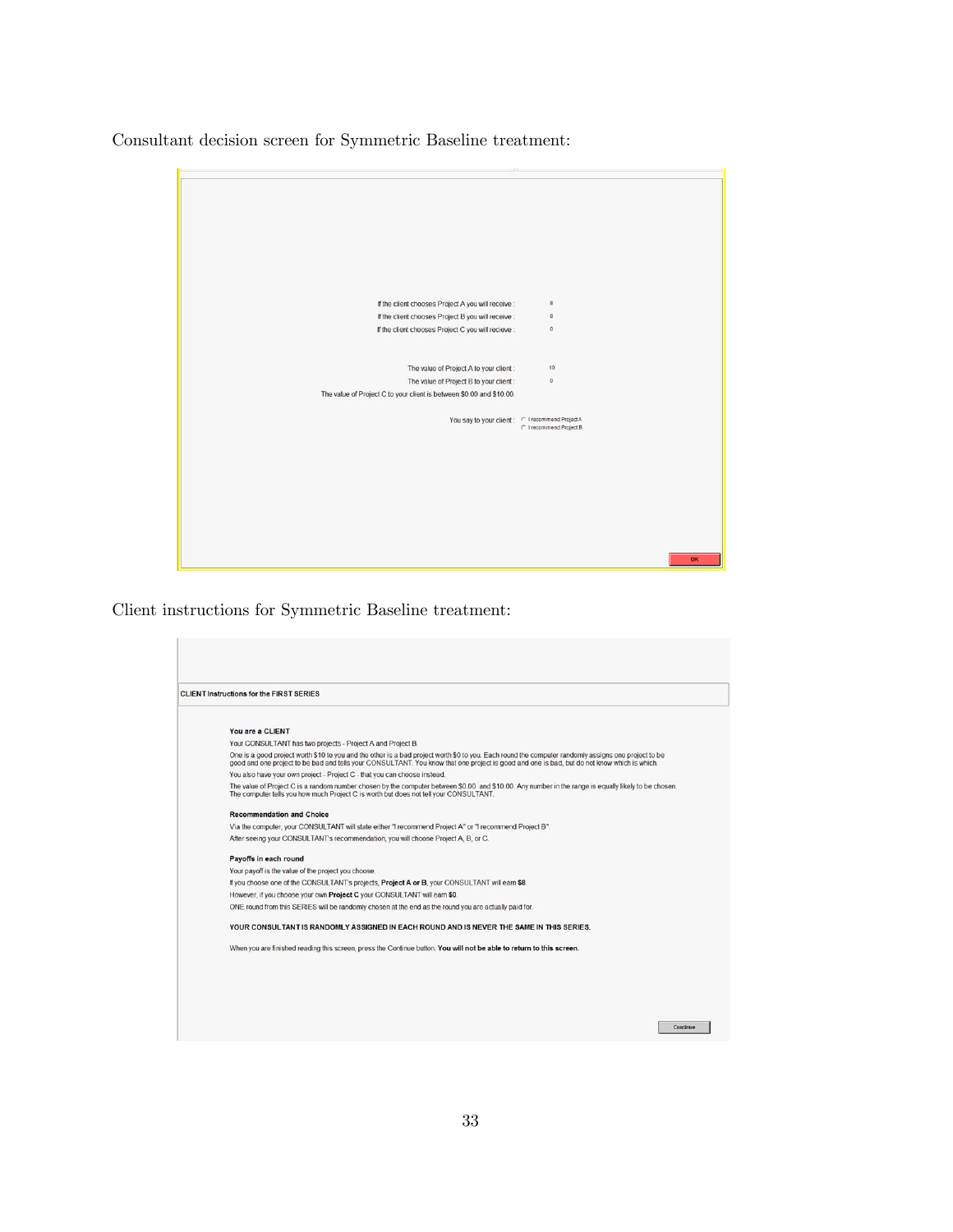Consultant decision screen for Symmetric Baseline treatment:

If the client chooses Project A you will receive : 8
If the client chooses Project B you will receive : 8
If the client chooses Project C you will recieve : 0

The value of Project A to your client : 10
The value of Project B to your client : 0
The value of Project C to your client is between $0.00 and $10.00.

You say to your client : ○ I recommend Project A ○ I recommend Project B

OK

Client instructions for Symmetric Baseline treatment:

**CLIENT Instructions for the FIRST SERIES**

**You are a CLIENT**

Your CONSULTANT has two projects - Project A and Project B.

One is a good project worth $10 to you and the other is a bad project worth $0 to you. Each round the computer randomly assigns one project to be good and one project to be bad and tells your CONSULTANT. You know that one project is good and one is bad, but do not know which is which.

You also have your own project - Project C - that you can choose instead.

The value of Project C is a random number chosen by the computer between $0.00 and $10.00. Any number in the range is equally likely to be chosen. The computer tells you how much Project C is worth but does not tell your CONSULTANT.

**Recommendation and Choice**

Via the computer, your CONSULTANT will state either "I recommend Project A" or "I recommend Project B".

After seeing your CONSULTANT's recommendation, you will choose Project A, B, or C.

**Payoffs in each round**

Your payoff is the value of the project you choose.

If you choose one of the CONSULTANT's projects, **Project A or B**, your CONSULTANT will earn **$8**.

However, if you choose your own **Project C** your CONSULTANT will earn **$0**.

ONE round from this SERIES will be randomly chosen at the end as the round you are actually paid for.

**YOUR CONSULTANT IS RANDOMLY ASSIGNED IN EACH ROUND AND IS NEVER THE SAME IN THIS SERIES.**

When you are finished reading this screen, press the Continue button. **You will not be able to return to this screen.**

Continue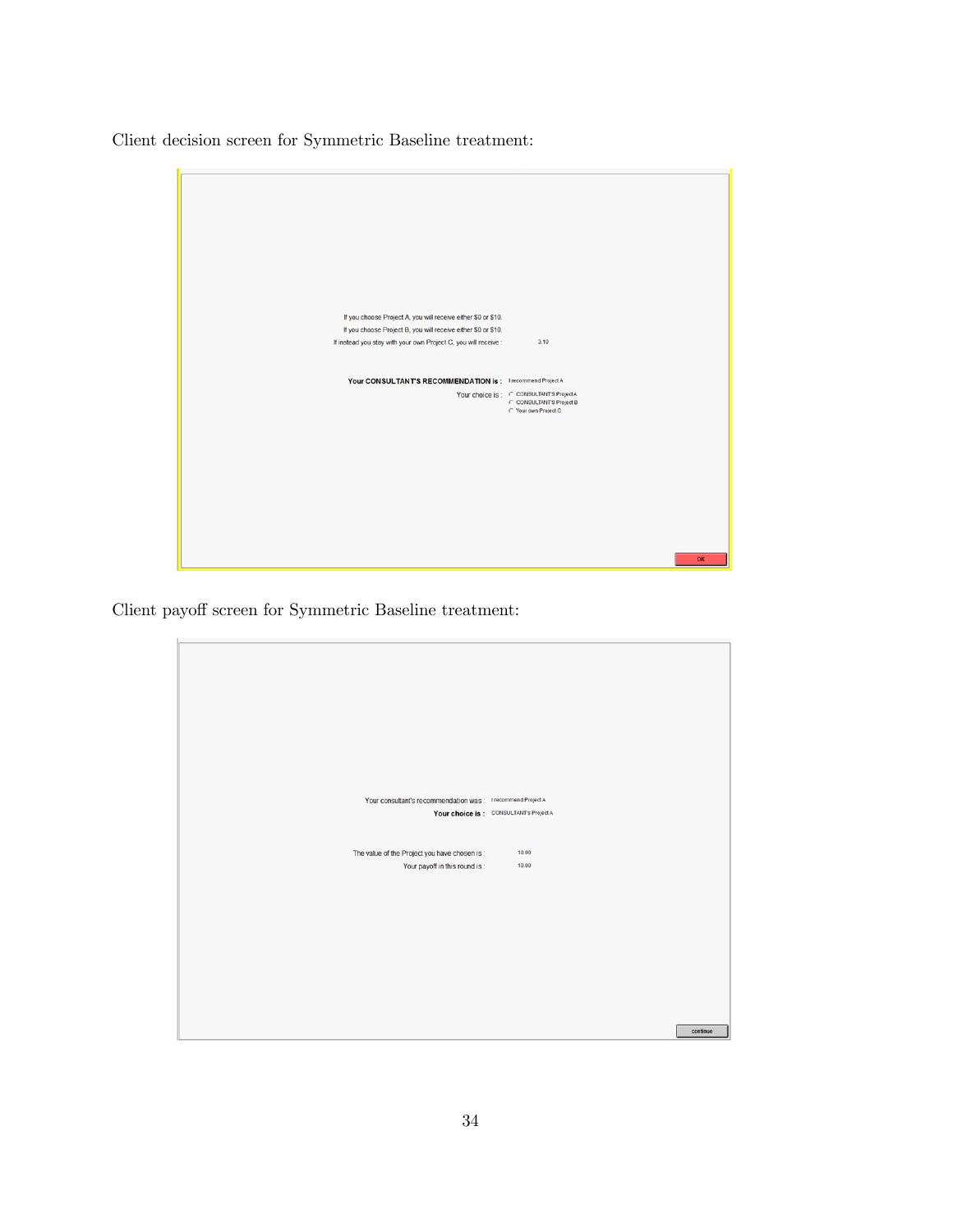Client decision screen for Symmetric Baseline treatment:

If you choose Project A, you will receive either $0 or $10.

If you choose Project B, you will receive either $0 or $10.

If instead you stay with your own Project C, you will receive : 3.10

**Your CONSULTANT'S RECOMMENDATION is :** I recommend Project A

Your choice is :
- CONSULTANT'S Project A
- CONSULTANT'S Project B
- Your own Project C

OK

Client payoff screen for Symmetric Baseline treatment:

Your consultant's recommendation was : I recommend Project A

**Your choice is :** CONSULTANT's Project A

The value of the Project you have chosen is : 10.00

Your payoff in this round is : 10.00

continue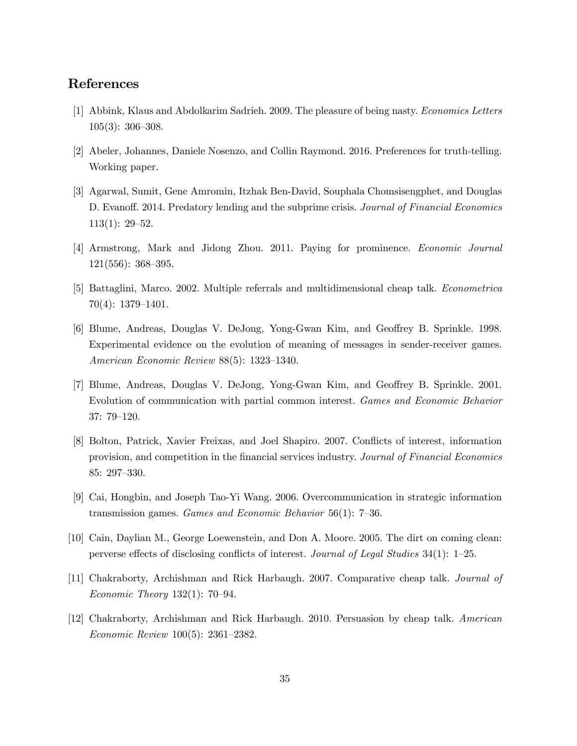## References

[1] Abbink, Klaus and Abdolkarim Sadrieh. 2009. The pleasure of being nasty. *Economics Letters* 105(3): 306–308.

[2] Abeler, Johannes, Daniele Nosenzo, and Collin Raymond. 2016. Preferences for truth-telling. Working paper.

[3] Agarwal, Sumit, Gene Amromin, Itzhak Ben-David, Souphala Chomsisengphet, and Douglas D. Evanoff. 2014. Predatory lending and the subprime crisis. *Journal of Financial Economics* 113(1): 29–52.

[4] Armstrong, Mark and Jidong Zhou. 2011. Paying for prominence. *Economic Journal* 121(556): 368–395.

[5] Battaglini, Marco. 2002. Multiple referrals and multidimensional cheap talk. *Econometrica* 70(4): 1379–1401.

[6] Blume, Andreas, Douglas V. DeJong, Yong-Gwan Kim, and Geoffrey B. Sprinkle. 1998. Experimental evidence on the evolution of meaning of messages in sender-receiver games. *American Economic Review* 88(5): 1323–1340.

[7] Blume, Andreas, Douglas V. DeJong, Yong-Gwan Kim, and Geoffrey B. Sprinkle. 2001. Evolution of communication with partial common interest. *Games and Economic Behavior* 37: 79–120.

[8] Bolton, Patrick, Xavier Freixas, and Joel Shapiro. 2007. Conflicts of interest, information provision, and competition in the financial services industry. *Journal of Financial Economics* 85: 297–330.

[9] Cai, Hongbin, and Joseph Tao-Yi Wang. 2006. Overcommunication in strategic information transmission games. *Games and Economic Behavior* 56(1): 7–36.

[10] Cain, Daylian M., George Loewenstein, and Don A. Moore. 2005. The dirt on coming clean: perverse effects of disclosing conflicts of interest. *Journal of Legal Studies* 34(1): 1–25.

[11] Chakraborty, Archishman and Rick Harbaugh. 2007. Comparative cheap talk. *Journal of Economic Theory* 132(1): 70–94.

[12] Chakraborty, Archishman and Rick Harbaugh. 2010. Persuasion by cheap talk. *American Economic Review* 100(5): 2361–2382.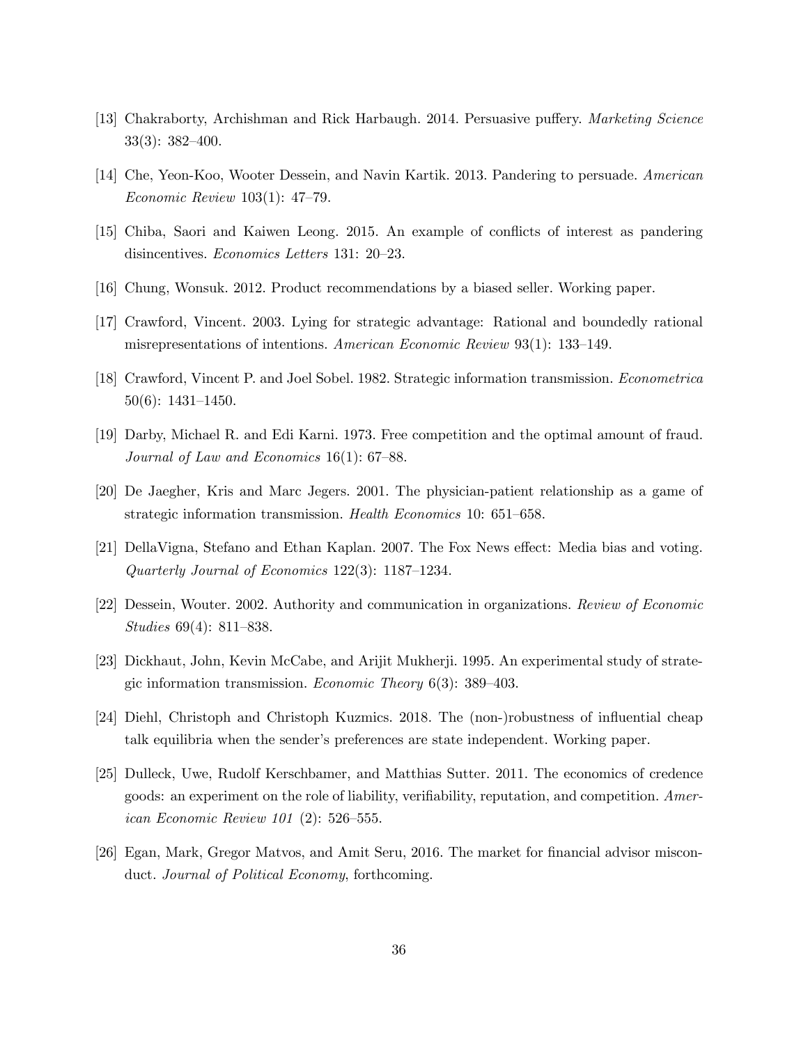[13] Chakraborty, Archishman and Rick Harbaugh. 2014. Persuasive puffery. *Marketing Science* 33(3): 382–400.

[14] Che, Yeon-Koo, Wooter Dessein, and Navin Kartik. 2013. Pandering to persuade. *American Economic Review* 103(1): 47–79.

[15] Chiba, Saori and Kaiwen Leong. 2015. An example of conflicts of interest as pandering disincentives. *Economics Letters* 131: 20–23.

[16] Chung, Wonsuk. 2012. Product recommendations by a biased seller. Working paper.

[17] Crawford, Vincent. 2003. Lying for strategic advantage: Rational and boundedly rational misrepresentations of intentions. *American Economic Review* 93(1): 133–149.

[18] Crawford, Vincent P. and Joel Sobel. 1982. Strategic information transmission. *Econometrica* 50(6): 1431–1450.

[19] Darby, Michael R. and Edi Karni. 1973. Free competition and the optimal amount of fraud. *Journal of Law and Economics* 16(1): 67–88.

[20] De Jaegher, Kris and Marc Jegers. 2001. The physician-patient relationship as a game of strategic information transmission. *Health Economics* 10: 651–658.

[21] DellaVigna, Stefano and Ethan Kaplan. 2007. The Fox News effect: Media bias and voting. *Quarterly Journal of Economics* 122(3): 1187–1234.

[22] Dessein, Wouter. 2002. Authority and communication in organizations. *Review of Economic Studies* 69(4): 811–838.

[23] Dickhaut, John, Kevin McCabe, and Arijit Mukherji. 1995. An experimental study of strategic information transmission. *Economic Theory* 6(3): 389–403.

[24] Diehl, Christoph and Christoph Kuzmics. 2018. The (non-)robustness of influential cheap talk equilibria when the sender's preferences are state independent. Working paper.

[25] Dulleck, Uwe, Rudolf Kerschbamer, and Matthias Sutter. 2011. The economics of credence goods: an experiment on the role of liability, verifiability, reputation, and competition. *American Economic Review 101* (2): 526–555.

[26] Egan, Mark, Gregor Matvos, and Amit Seru, 2016. The market for financial advisor misconduct. *Journal of Political Economy*, forthcoming.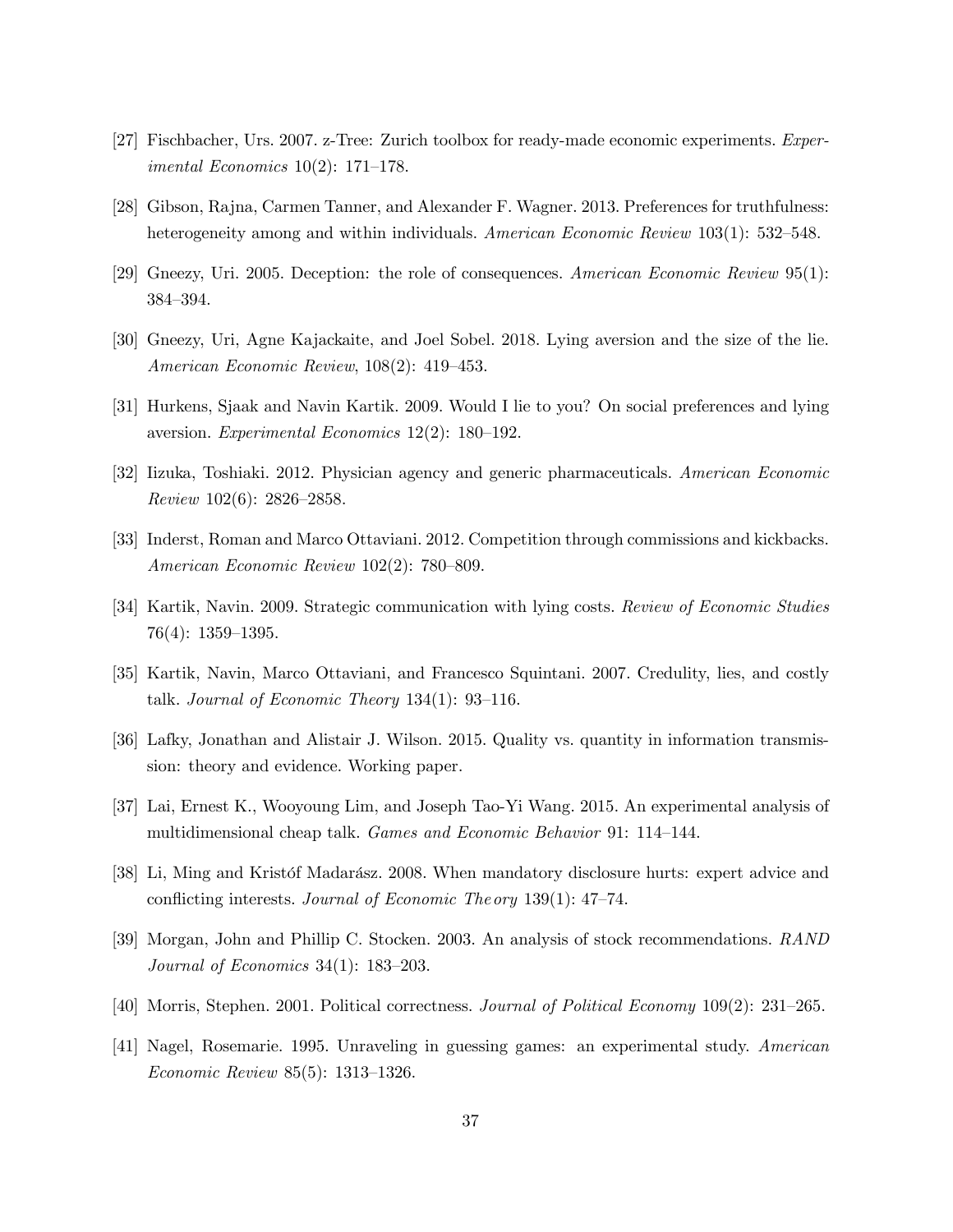[27] Fischbacher, Urs. 2007. z-Tree: Zurich toolbox for ready-made economic experiments. *Experimental Economics* 10(2): 171–178.

[28] Gibson, Rajna, Carmen Tanner, and Alexander F. Wagner. 2013. Preferences for truthfulness: heterogeneity among and within individuals. *American Economic Review* 103(1): 532–548.

[29] Gneezy, Uri. 2005. Deception: the role of consequences. *American Economic Review* 95(1): 384–394.

[30] Gneezy, Uri, Agne Kajackaite, and Joel Sobel. 2018. Lying aversion and the size of the lie. *American Economic Review*, 108(2): 419–453.

[31] Hurkens, Sjaak and Navin Kartik. 2009. Would I lie to you? On social preferences and lying aversion. *Experimental Economics* 12(2): 180–192.

[32] Iizuka, Toshiaki. 2012. Physician agency and generic pharmaceuticals. *American Economic Review* 102(6): 2826–2858.

[33] Inderst, Roman and Marco Ottaviani. 2012. Competition through commissions and kickbacks. *American Economic Review* 102(2): 780–809.

[34] Kartik, Navin. 2009. Strategic communication with lying costs. *Review of Economic Studies* 76(4): 1359–1395.

[35] Kartik, Navin, Marco Ottaviani, and Francesco Squintani. 2007. Credulity, lies, and costly talk. *Journal of Economic Theory* 134(1): 93–116.

[36] Lafky, Jonathan and Alistair J. Wilson. 2015. Quality vs. quantity in information transmission: theory and evidence. Working paper.

[37] Lai, Ernest K., Wooyoung Lim, and Joseph Tao-Yi Wang. 2015. An experimental analysis of multidimensional cheap talk. *Games and Economic Behavior* 91: 114–144.

[38] Li, Ming and Kristóf Madarász. 2008. When mandatory disclosure hurts: expert advice and conflicting interests. *Journal of Economic Theory* 139(1): 47–74.

[39] Morgan, John and Phillip C. Stocken. 2003. An analysis of stock recommendations. *RAND Journal of Economics* 34(1): 183–203.

[40] Morris, Stephen. 2001. Political correctness. *Journal of Political Economy* 109(2): 231–265.

[41] Nagel, Rosemarie. 1995. Unraveling in guessing games: an experimental study. *American Economic Review* 85(5): 1313–1326.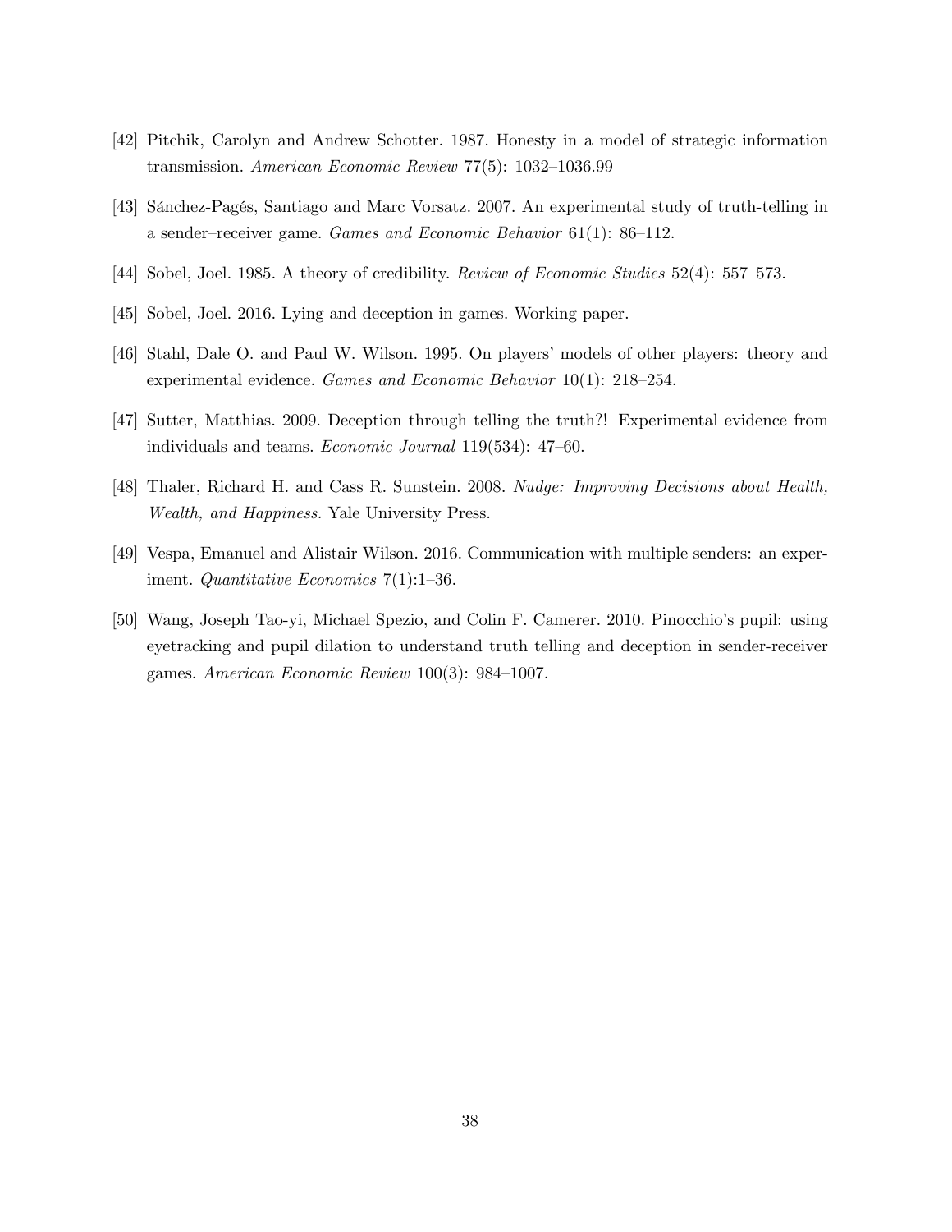[42] Pitchik, Carolyn and Andrew Schotter. 1987. Honesty in a model of strategic information transmission. *American Economic Review* 77(5): 1032–1036.99

[43] Sánchez-Pagés, Santiago and Marc Vorsatz. 2007. An experimental study of truth-telling in a sender–receiver game. *Games and Economic Behavior* 61(1): 86–112.

[44] Sobel, Joel. 1985. A theory of credibility. *Review of Economic Studies* 52(4): 557–573.

[45] Sobel, Joel. 2016. Lying and deception in games. Working paper.

[46] Stahl, Dale O. and Paul W. Wilson. 1995. On players' models of other players: theory and experimental evidence. *Games and Economic Behavior* 10(1): 218–254.

[47] Sutter, Matthias. 2009. Deception through telling the truth?! Experimental evidence from individuals and teams. *Economic Journal* 119(534): 47–60.

[48] Thaler, Richard H. and Cass R. Sunstein. 2008. *Nudge: Improving Decisions about Health, Wealth, and Happiness.* Yale University Press.

[49] Vespa, Emanuel and Alistair Wilson. 2016. Communication with multiple senders: an experiment. *Quantitative Economics* 7(1):1–36.

[50] Wang, Joseph Tao-yi, Michael Spezio, and Colin F. Camerer. 2010. Pinocchio's pupil: using eyetracking and pupil dilation to understand truth telling and deception in sender-receiver games. *American Economic Review* 100(3): 984–1007.